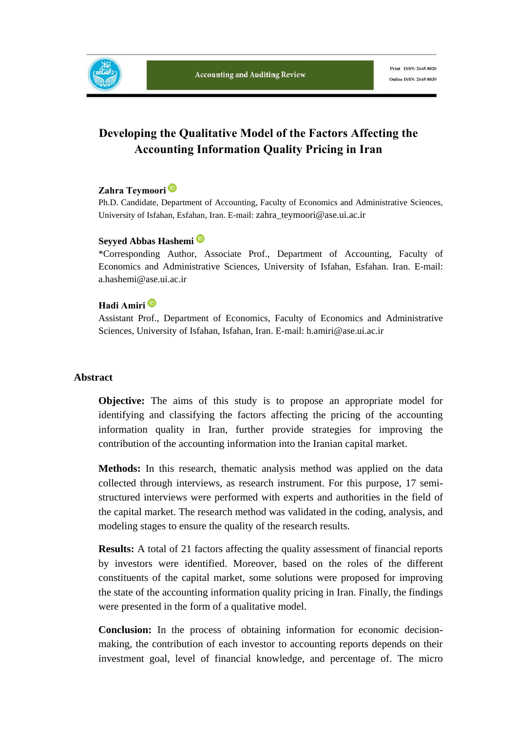# Developing the Qualitative Model of the Factors Affecting the Accounting Information Quality Pricing in Iran

**Zahra Teymoori**

Ph.D. Candidate, Department of Accounting, Faculty of Economics and Administrative Sciences, University of Isfahan, Esfahan, Iran. E-mail: zahra_teymoori@ase.ui.ac.ir

**Seyyed Abbas Hashemi**

*Corresponding Author, Associate Prof., Department of Accounting, Faculty of Economics and Administrative Sciences, University of Isfahan, Esfahan. Iran. E-mail: a.hashemi@ase.ui.ac.ir

**Hadi Amiri**

Assistant Prof., Department of Economics, Faculty of Economics and Administrative Sciences, University of Isfahan, Isfahan, Iran. E-mail: h.amiri@ase.ui.ac.ir

## Abstract

**Objective:** The aims of this study is to propose an appropriate model for identifying and classifying the factors affecting the pricing of the accounting information quality in Iran, further provide strategies for improving the contribution of the accounting information into the Iranian capital market.

**Methods:** In this research, thematic analysis method was applied on the data collected through interviews, as research instrument. For this purpose, 17 semi-structured interviews were performed with experts and authorities in the field of the capital market. The research method was validated in the coding, analysis, and modeling stages to ensure the quality of the research results.

**Results:** A total of 21 factors affecting the quality assessment of financial reports by investors were identified. Moreover, based on the roles of the different constituents of the capital market, some solutions were proposed for improving the state of the accounting information quality pricing in Iran. Finally, the findings were presented in the form of a qualitative model.

**Conclusion:** In the process of obtaining information for economic decision-making, the contribution of each investor to accounting reports depends on their investment goal, level of financial knowledge, and percentage of. The micro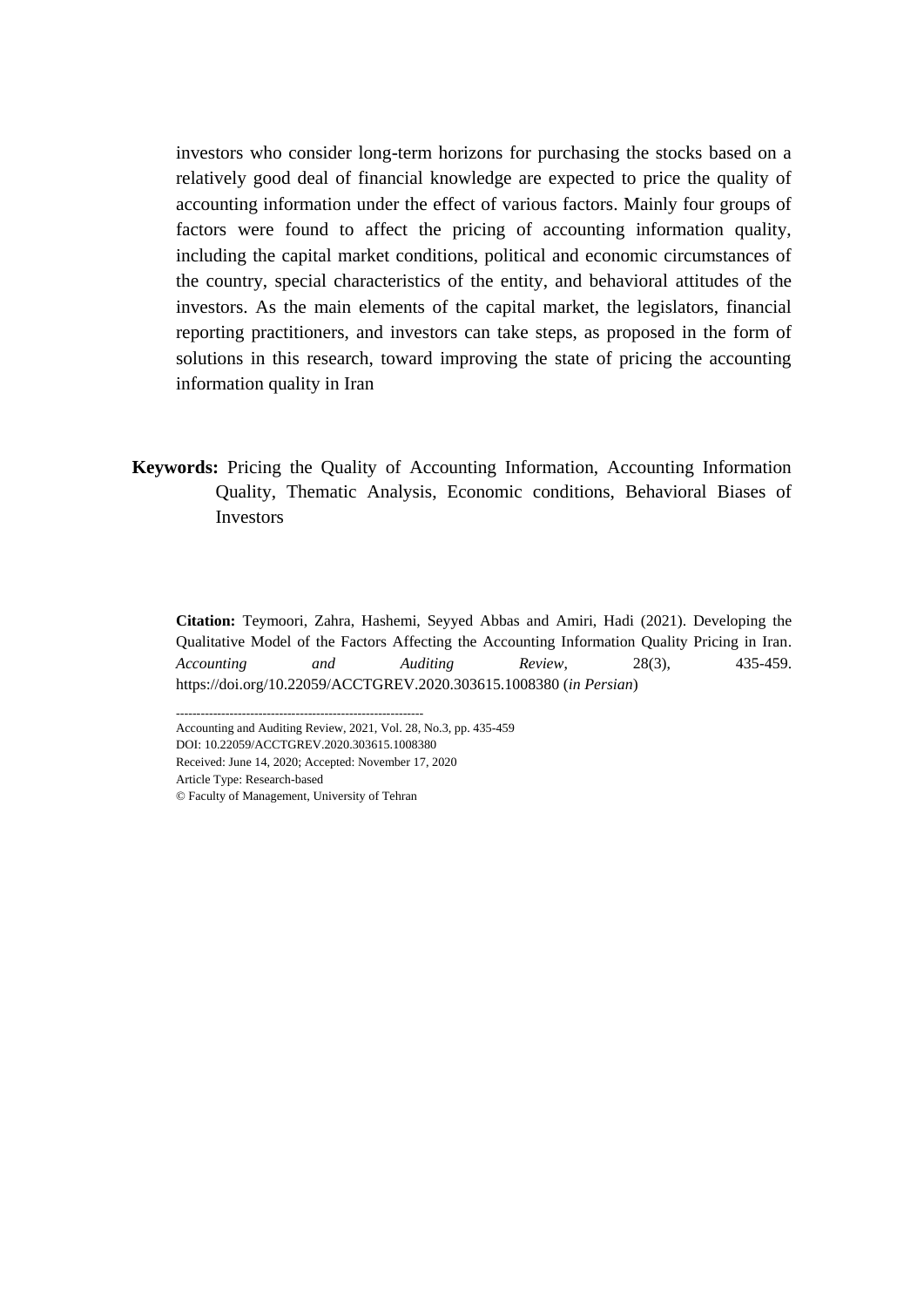investors who consider long-term horizons for purchasing the stocks based on a relatively good deal of financial knowledge are expected to price the quality of accounting information under the effect of various factors. Mainly four groups of factors were found to affect the pricing of accounting information quality, including the capital market conditions, political and economic circumstances of the country, special characteristics of the entity, and behavioral attitudes of the investors. As the main elements of the capital market, the legislators, financial reporting practitioners, and investors can take steps, as proposed in the form of solutions in this research, toward improving the state of pricing the accounting information quality in Iran

**Keywords:** Pricing the Quality of Accounting Information, Accounting Information Quality, Thematic Analysis, Economic conditions, Behavioral Biases of Investors

**Citation:** Teymoori, Zahra, Hashemi, Seyyed Abbas and Amiri, Hadi (2021). Developing the Qualitative Model of the Factors Affecting the Accounting Information Quality Pricing in Iran. *Accounting and Auditing Review*, 28(3), 435-459. https://doi.org/10.22059/ACCTGREV.2020.303615.1008380 (*in Persian*)

------------------------------------------------------------

Accounting and Auditing Review, 2021, Vol. 28, No.3, pp. 435-459
DOI: 10.22059/ACCTGREV.2020.303615.1008380
Received: June 14, 2020; Accepted: November 17, 2020
Article Type: Research-based
© Faculty of Management, University of Tehran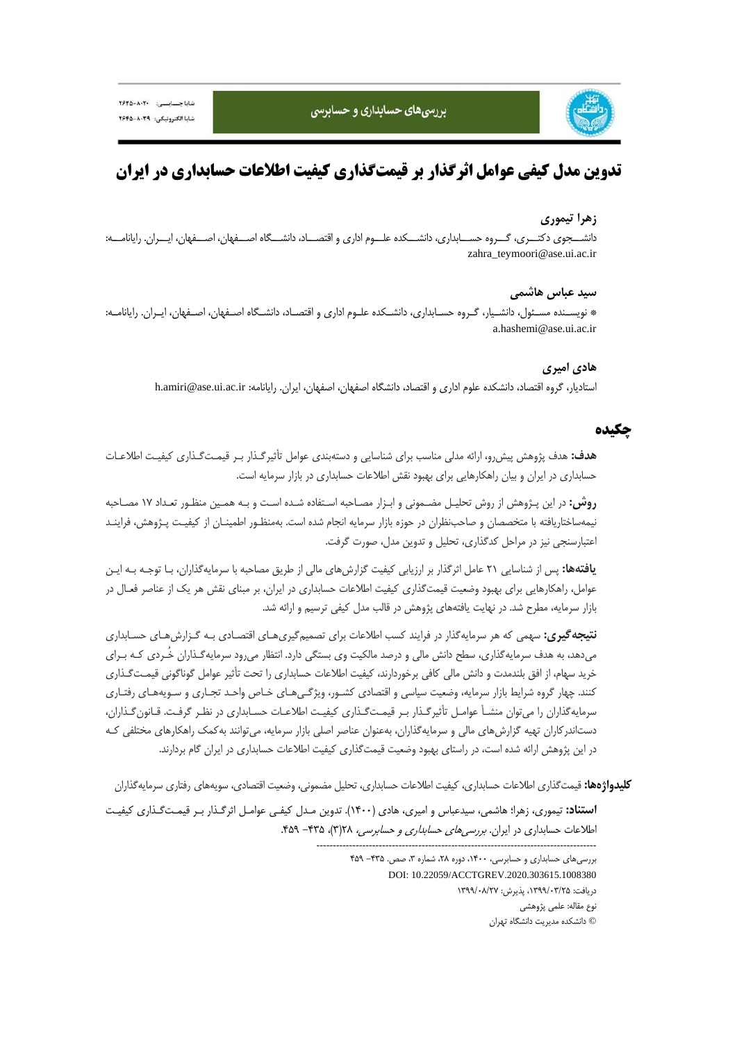# تدوین مدل کیفی عوامل اثرگذار بر قیمت‌گذاری کیفیت اطلاعات حسابداری در ایران

**زهرا تیموری**

دانشجوی دکتری، گروه حسابداری، دانشکده علوم اداری و اقتصاد، دانشگاه اصفهان، اصفهان، ایران. رایانامه: zahra_teymoori@ase.ui.ac.ir

**سید عباس هاشمی**

* نویسنده مسئول، دانشیار، گروه حسابداری، دانشکده علوم اداری و اقتصاد، دانشگاه اصفهان، اصفهان، ایران. رایانامه: a.hashemi@ase.ui.ac.ir

**هادی امیری**

استادیار، گروه اقتصاد، دانشکده علوم اداری و اقتصاد، دانشگاه اصفهان، اصفهان، ایران. رایانامه: h.amiri@ase.ui.ac.ir

## چکیده

**هدف:** هدف پژوهش پیش‌رو، ارائه مدلی مناسب برای شناسایی و دسته‌بندی عوامل تأثیرگذار بر قیمت‌گذاری کیفیت اطلاعات حسابداری در ایران و بیان راهکارهایی برای بهبود نقش اطلاعات حسابداری در بازار سرمایه است.

**روش:** در این پژوهش از روش تحلیل مضمونی و ابزار مصاحبه استفاده شده است و به همین منظور تعداد ۱۷ مصاحبه نیمه‌ساختاریافته با متخصصان و صاحب‌نظران در حوزه بازار سرمایه انجام شده است. به‌منظور اطمینان از کیفیت پژوهش، فرایند اعتبارسنجی نیز در مراحل کدگذاری، تحلیل و تدوین مدل، صورت گرفت.

**یافته‌ها:** پس از شناسایی ۲۱ عامل اثرگذار بر ارزیابی کیفیت گزارش‌های مالی از طریق مصاحبه با سرمایه‌گذاران، با توجه به این عوامل، راهکارهایی برای بهبود وضعیت قیمت‌گذاری کیفیت اطلاعات حسابداری در ایران، بر مبنای نقش هر یک از عناصر فعال در بازار سرمایه، مطرح شد. در نهایت یافته‌های پژوهش در قالب مدل کیفی ترسیم و ارائه شد.

**نتیجه‌گیری:** سهمی که هر سرمایه‌گذار در فرایند کسب اطلاعات برای تصمیم‌گیری‌های اقتصادی به گزارش‌های حسابداری می‌دهد، به هدف سرمایه‌گذاری، سطح دانش مالی و درصد مالکیت وی بستگی دارد. انتظار می‌رود سرمایه‌گذاران خُردی که برای خرید سهام، از افق بلندمدت و دانش مالی کافی برخوردارند، کیفیت اطلاعات حسابداری را تحت تأثیر عوامل گوناگونی قیمت‌گذاری کنند. چهار گروه شرایط بازار سرمایه، وضعیت سیاسی و اقتصادی کشور، ویژگی‌های خاص واحد تجاری و سویه‌های رفتاری سرمایه‌گذاران را می‌توان منشأ عوامل تأثیرگذار بر قیمت‌گذاری کیفیت اطلاعات حسابداری در نظر گرفت. قانون‌گذاران، دست‌اندرکاران تهیه گزارش‌های مالی و سرمایه‌گذاران، به‌عنوان عناصر اصلی بازار سرمایه، می‌توانند به‌کمک راهکارهای مختلفی که در این پژوهش ارائه شده است، در راستای بهبود وضعیت قیمت‌گذاری کیفیت اطلاعات حسابداری در ایران گام بردارند.

**کلیدواژه‌ها:** قیمت‌گذاری اطلاعات حسابداری، کیفیت اطلاعات حسابداری، تحلیل مضمونی، وضعیت اقتصادی، سویه‌های رفتاری سرمایه‌گذاران

**استناد:** تیموری، زهرا؛ هاشمی، سیدعباس و امیری، هادی (۱۴۰۰). تدوین مدل کیفی عوامل اثرگذار بر قیمت‌گذاری کیفیت اطلاعات حسابداری در ایران. *بررسی‌های حسابداری و حسابرسی*، ۲۸(۳)، ۴۳۵– ۴۵۹.

---

بررسی‌های حسابداری و حسابرسی، ۱۴۰۰، دوره ۲۸، شماره ۳، صص. ۴۳۵– ۴۵۹

DOI: 10.22059/ACCTGREV.2020.303615.1008380

دریافت: ۱۳۹۹/۰۳/۲۵، پذیرش: ۱۳۹۹/۰۸/۲۷

نوع مقاله: علمی پژوهشی

© دانشکده مدیریت دانشگاه تهران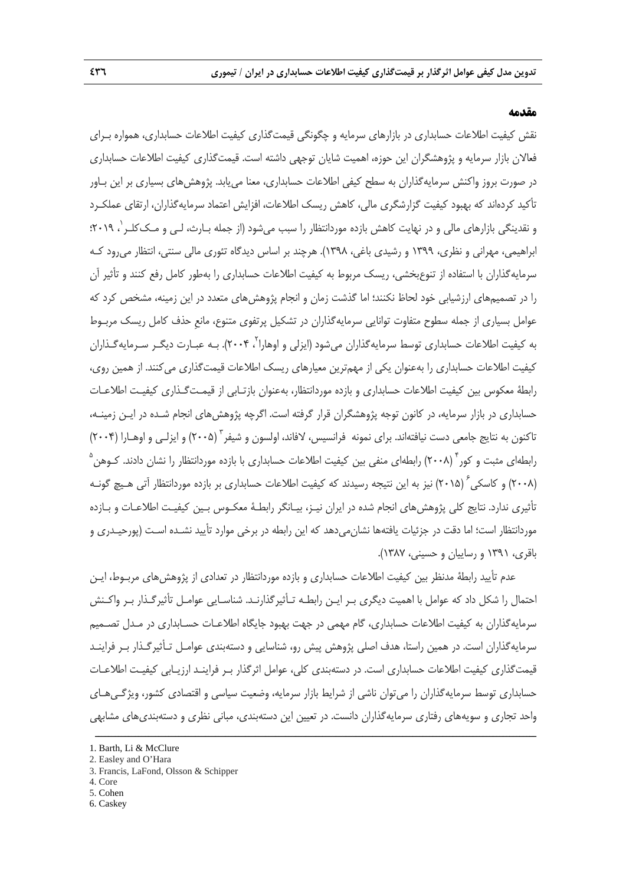## مقدمه

نقش کیفیت اطلاعات حسابداری در بازارهای سرمایه و چگونگی قیمت‌گذاری کیفیت اطلاعات حسابداری، همواره برای فعالان بازار سرمایه و پژوهشگران این حوزه، اهمیت شایان توجهی داشته است. قیمت‌گذاری کیفیت اطلاعات حسابداری در صورت بروز واکنش سرمایه‌گذاران به سطح کیفی اطلاعات حسابداری، معنا می‌یابد. پژوهش‌های بسیاری بر این باور تأکید کرده‌اند که بهبود کیفیت گزارشگری مالی، کاهش ریسک اطلاعات، افزایش اعتماد سرمایه‌گذاران، ارتقای عملکرد و نقدینگی بازارهای مالی و در نهایت کاهش بازده موردانتظار را سبب می‌شود (از جمله بارث، لی و مک‌کلر[1]، ۲۰۱۹؛ ابراهیمی، مهرانی و نظری، ۱۳۹۹ و رشیدی باغی، ۱۳۹۸). هرچند بر اساس دیدگاه تئوری مالی سنتی، انتظار می‌رود که سرمایه‌گذاران با استفاده از تنوع‌بخشی، ریسک مربوط به کیفیت اطلاعات حسابداری را به‌طور کامل رفع کنند و تأثیر آن را در تصمیم‌های ارزشیابی خود لحاظ نکنند؛ اما گذشت زمان و انجام پژوهش‌های متعدد در این زمینه، مشخص کرد که عوامل بسیاری از جمله سطوح متفاوت توانایی سرمایه‌گذاران در تشکیل پرتفوی متنوع، مانعِ حذف کامل ریسک مربوط به کیفیت اطلاعات حسابداری توسط سرمایه‌گذاران می‌شود (ایزلی و اوهارا[2]، ۲۰۰۴). به عبارت دیگر سرمایه‌گذاران کیفیت اطلاعات حسابداری را به‌عنوان یکی از مهم‌ترین معیارهای ریسک اطلاعات قیمت‌گذاری می‌کنند. از همین روی، رابطهٔ معکوس بین کیفیت اطلاعات حسابداری و بازده موردانتظار، به‌عنوان بازتابی از قیمت‌گذاری کیفیت اطلاعات حسابداری در بازار سرمایه، در کانون توجه پژوهشگران قرار گرفته است. اگرچه پژوهش‌های انجام شده در این زمینه، تاکنون به نتایج جامعی دست نیافته‌اند. برای نمونه فرانسیس، لافاند، اولسون و شیفر[3] (۲۰۰۵) و ایزلی و اوهارا (۲۰۰۴) رابطه‌ای مثبت و کور[4] (۲۰۰۸) رابطه‌ای منفی بین کیفیت اطلاعات حسابداری با بازده موردانتظار را نشان دادند. کوهن[5] (۲۰۰۸) و کاسکی[6] (۲۰۱۵) نیز به این نتیجه رسیدند که کیفیت اطلاعات حسابداری بر بازده موردانتظار آتی هیچ گونه تأثیری ندارد. نتایج کلی پژوهش‌های انجام شده در ایران نیز، بیانگر رابطهٔ معکوس بین کیفیت اطلاعات و بازده موردانتظار است؛ اما دقت در جزئیات یافته‌ها نشان‌می‌دهد که این رابطه در برخی موارد تأیید نشده است (پورحیدری و باقری، ۱۳۹۱ و رسائیان و حسینی، ۱۳۸۷).

عدم تأیید رابطهٔ مدنظر بین کیفیت اطلاعات حسابداری و بازده موردانتظار در تعدادی از پژوهش‌های مربوط، این احتمال را شکل داد که عوامل با اهمیت دیگری بر این رابطه تأثیرگذارند. شناسایی عوامل تأثیرگذار بر واکنش سرمایه‌گذاران به کیفیت اطلاعات حسابداری، گام مهمی در جهت بهبود جایگاه اطلاعات حسابداری در مدل تصمیم سرمایه‌گذاران است. در همین راستا، هدف اصلی پژوهش پیش رو، شناسایی و دسته‌بندی عوامل تأثیرگذار بر فرایند قیمت‌گذاری کیفیت اطلاعات حسابداری است. در دسته‌بندی کلی، عوامل اثرگذار بر فرایند ارزیابی کیفیت اطلاعات حسابداری توسط سرمایه‌گذاران را می‌توان ناشی از شرایط بازار سرمایه، وضعیت سیاسی و اقتصادی کشور، ویژگی‌های واحد تجاری و سویه‌های رفتاری سرمایه‌گذاران دانست. در تعیین این دسته‌بندی، مبانی نظری و دسته‌بندی‌های مشابهی

---

1. Barth, Li & McClure
2. Easley and O'Hara
3. Francis, LaFond, Olsson & Schipper
4. Core
5. Cohen
6. Caskey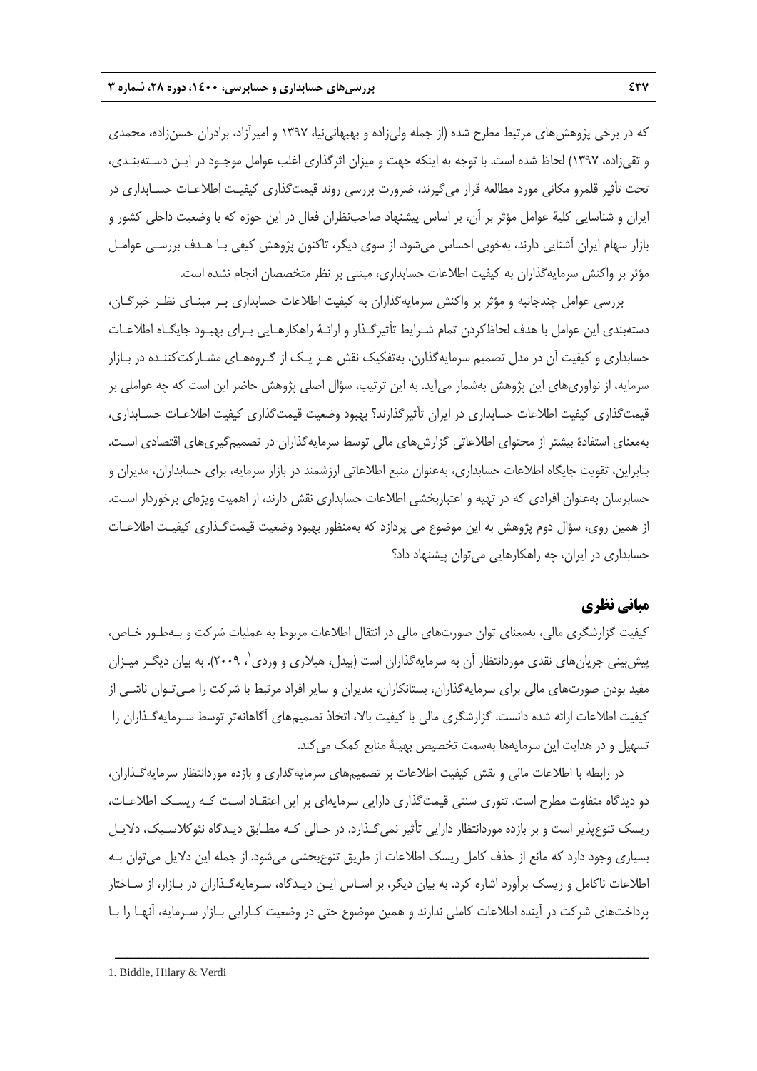که در برخی پژوهش‌های مرتبط مطرح شده (از جمله ولی‌زاده و بهبهانی‌نیا، ۱۳۹۷ و امیرآزاد، برادران حسن‌زاده، محمدی و تقی‌زاده، ۱۳۹۷) لحاظ شده است. با توجه به اینکه جهت و میزان اثرگذاری اغلب عوامل موجود در این دسته‌بندی، تحت تأثیر قلمرو مکانی مورد مطالعه قرار می‌گیرند، ضرورت بررسی روند قیمت‌گذاری کیفیت اطلاعات حسابداری در ایران و شناسایی کلیهٔ عوامل مؤثر بر آن، بر اساس پیشنهاد صاحب‌نظران فعال در این حوزه که با وضعیت داخلی کشور و بازار سهام ایران آشنایی دارند، به‌خوبی احساس می‌شود. از سوی دیگر، تاکنون پژوهش کیفی با هدف بررسی عوامل مؤثر بر واکنش سرمایه‌گذاران به کیفیت اطلاعات حسابداری، مبتنی بر نظر متخصصان انجام نشده است.

بررسی عوامل چندجانبه و مؤثر بر واکنش سرمایه‌گذاران به کیفیت اطلاعات حسابداری بر مبنای نظر خبرگان، دسته‌بندی این عوامل با هدف لحاظ‌کردن تمام شرایط تأثیرگذار و ارائهٔ راهکارهایی برای بهبود جایگاه اطلاعات حسابداری و کیفیت آن در مدل تصمیم سرمایه‌گذاران، به‌تفکیک نقش هر یک از گروه‌های مشارکت‌کننده در بازار سرمایه، از نوآوری‌های این پژوهش به‌شمار می‌آید. به این ترتیب، سؤال اصلی پژوهش حاضر این است که چه عواملی بر قیمت‌گذاری کیفیت اطلاعات حسابداری در ایران تأثیرگذارند؟ بهبود وضعیت قیمت‌گذاری کیفیت اطلاعات حسابداری، به‌معنای استفادهٔ بیشتر از محتوای اطلاعاتی گزارش‌های مالی توسط سرمایه‌گذاران در تصمیم‌گیری‌های اقتصادی است. بنابراین، تقویت جایگاه اطلاعات حسابداری، به‌عنوان منبع اطلاعاتی ارزشمند در بازار سرمایه، برای حسابداران، مدیران و حسابرسان به‌عنوان افرادی که در تهیه و اعتباربخشی اطلاعات حسابداری نقش دارند، از اهمیت ویژه‌ای برخوردار است. از همین روی، سؤال دوم پژوهش به این موضوع می پردازد که به‌منظور بهبود وضعیت قیمت‌گذاری کیفیت اطلاعات حسابداری در ایران، چه راهکارهایی می‌توان پیشنهاد داد؟

## مبانی نظری

کیفیت گزارشگری مالی، به‌معنای توان صورت‌های مالی در انتقال اطلاعات مربوط به عملیات شرکت و به‌طور خاص، پیش‌بینی جریان‌های نقدی موردانتظار آن به سرمایه‌گذاران است (بیدل، هیلاری و وردی[1]، ۲۰۰۹). به بیان دیگر میزان مفید بودن صورت‌های مالی برای سرمایه‌گذاران، بستانکاران، مدیران و سایر افراد مرتبط با شرکت را می‌توان ناشی از کیفیت اطلاعات ارائه شده دانست. گزارشگری مالی با کیفیت بالا، اتخاذ تصمیم‌های آگاهانه‌تر توسط سرمایه‌گذاران را تسهیل و در هدایت این سرمایه‌ها به‌سمت تخصیص بهینهٔ منابع کمک می‌کند.

در رابطه با اطلاعات مالی و نقش کیفیت اطلاعات بر تصمیم‌های سرمایه‌گذاری و بازده موردانتظار سرمایه‌گذاران، دو دیدگاه متفاوت مطرح است. تئوری سنتی قیمت‌گذاری دارایی سرمایه‌ای بر این اعتقاد است که ریسک اطلاعات، ریسک تنوع‌پذیر است و بر بازده موردانتظار دارایی تأثیر نمی‌گذارد. در حالی که مطابق دیدگاه نئوکلاسیک، دلایل بسیاری وجود دارد که مانع از حذف کامل ریسک اطلاعات از طریق تنوع‌بخشی می‌شود. از جمله این دلایل می‌توان به اطلاعات ناکامل و ریسک برآورد اشاره کرد. به بیان دیگر، بر اساس این دیدگاه، سرمایه‌گذاران در بازار، از ساختار پرداخت‌های شرکت در آینده اطلاعات کاملی ندارند و همین موضوع حتی در وضعیت کارایی بازار سرمایه، آنها را با

---

1. Biddle, Hilary & Verdi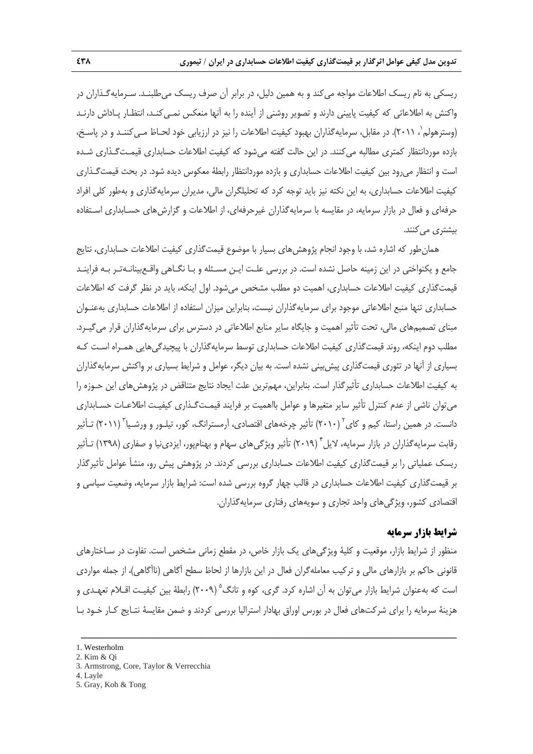ریسکی به نام ریسک اطلاعات مواجه می‌کند و به همین دلیل، در برابر آن صرف ریسک می‌طلبند. سرمایه‌گذاران در واکنش به اطلاعاتی که کیفیت پایینی دارند و تصویر روشنی از آینده را به آنها منعکس نمی‌کند، انتظار پاداش دارند (وسترهولم[1]، ۲۰۱۱). در مقابل، سرمایه‌گذاران بهبود کیفیت اطلاعات را نیز در ارزیابی خود لحاظ می‌کنند و در پاسخ، بازده موردانتظار کمتری مطالبه می‌کنند. در این حالت گفته می‌شود که کیفیت اطلاعات حسابداری قیمت‌گذاری شده است و انتظار می‌رود بین کیفیت اطلاعات حسابداری و بازده موردانتظار رابطهٔ معکوس دیده شود. در بحث قیمت‌گذاری کیفیت اطلاعات حسابداری، به این نکته نیز باید توجه کرد که تحلیلگران مالی، مدیران سرمایه‌گذاری و به‌طور کلی افراد حرفه‌ای و فعال در بازار سرمایه، در مقایسه با سرمایه‌گذاران غیرحرفه‌ای، از اطلاعات و گزارش‌های حسابداری استفاده بیشتری می‌کنند.

همان‌طور که اشاره شد، با وجود انجام پژوهش‌های بسیار با موضوع قیمت‌گذاری کیفیت اطلاعات حسابداری، نتایج جامع و یکنواختی در این زمینه حاصل نشده است. در بررسی علت این مسئله و با نگاهی واقع‌بینانه‌تر به فرایند قیمت‌گذاری کیفیت اطلاعات حسابداری، اهمیت دو مطلب مشخص می‌شود. اول اینکه، باید در نظر گرفت که اطلاعات حسابداری تنها منبع اطلاعاتی موجود برای سرمایه‌گذاران نیست، بنابراین میزان استفاده از اطلاعات حسابداری به‌عنوان مبنای تصمیم‌های مالی، تحت تأثیر اهمیت و جایگاه سایر منابع اطلاعاتی در دسترس برای سرمایه‌گذاران قرار می‌گیرد. مطلب دوم اینکه، روند قیمت‌گذاری کیفیت اطلاعات حسابداری توسط سرمایه‌گذاران با پیچیدگی‌هایی همراه است که بسیاری از آنها در تئوری قیمت‌گذاری پیش‌بینی نشده است. به بیان دیگر، عوامل و شرایط بسیاری بر واکنش سرمایه‌گذاران به کیفیت اطلاعات حسابداری تأثیرگذار است. بنابراین، مهم‌ترین علت ایجاد نتایج متناقض در پژوهش‌های این حوزه را می‌توان ناشی از عدم کنترل تأثیر سایر متغیرها و عوامل بااهمیت بر فرایند قیمت‌گذاری کیفیت اطلاعات حسابداری دانست. در همین راستا، کیم و کای[2] (۲۰۱۰) تأثیر چرخه‌های اقتصادی، آرمسترانگ، کور، تیلور و ورشیا[3] (۲۰۱۱) تأثیر رقابت سرمایه‌گذاران در بازار سرمایه، لایل[4] (۲۰۱۹) تأثیر ویژگی‌های سهام و بهنام‌پور، ایزدی‌نیا و صفاری (۱۳۹۸) تأثیر ریسک عملیاتی را بر قیمت‌گذاری کیفیت اطلاعات حسابداری بررسی کردند. در پژوهش پیش رو، منشأ عوامل تأثیرگذار بر قیمت‌گذاری کیفیت اطلاعات حسابداری در قالب چهار گروه بررسی شده است: شرایط بازار سرمایه، وضعیت سیاسی و اقتصادی کشور، ویژگی‌های واحد تجاری و سویه‌های رفتاری سرمایه‌گذاران.

## شرایط بازار سرمایه

منظور از شرایط بازار، موقعیت و کلیهٔ ویژگی‌های یک بازار خاص، در مقطع زمانی مشخص است. تفاوت در ساختارهای قانونی حاکم بر بازارهای مالی و ترکیب معامله‌گران فعال در این بازارها از لحاظ سطح آگاهی (ناآگاهی)، از جمله مواردی است که به‌عنوان شرایط بازار می‌توان به آن اشاره کرد. گری، کوه و تانگ[5] (۲۰۰۹) رابطهٔ بین کیفیت اقلام تعهدی و هزینهٔ سرمایه را برای شرکت‌های فعال در بورس اوراق بهادار استرالیا بررسی کردند و ضمن مقایسهٔ نتایج کار خود با

---

1. Westerholm
2. Kim & Qi
3. Armstrong, Core, Taylor & Verrecchia
4. Layle
5. Gray, Koh & Tong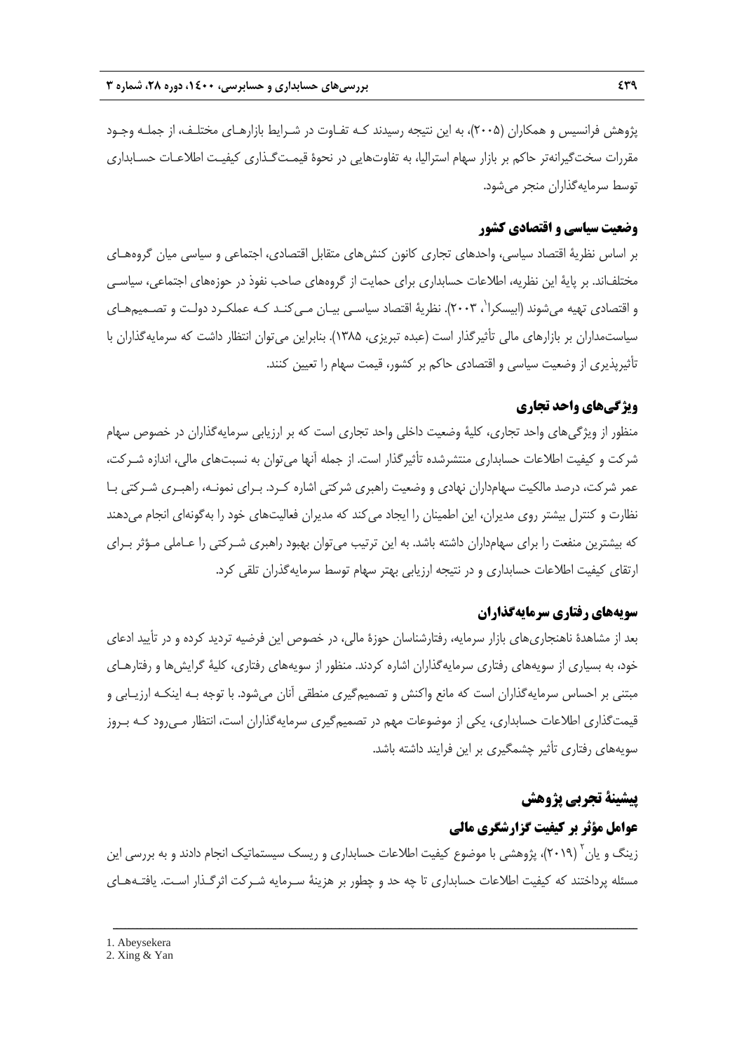پژوهش فرانسیس و همکاران (۲۰۰۵)، به این نتیجه رسیدند که تفاوت در شرایط بازارهای مختلف، از جمله وجود مقررات سخت‌گیرانه‌تر حاکم بر بازار سهام استرالیا، به تفاوت‌هایی در نحوهٔ قیمت‌گذاری کیفیت اطلاعات حسابداری توسط سرمایه‌گذاران منجر می‌شود.

### وضعیت سیاسی و اقتصادی کشور

بر اساس نظریهٔ اقتصاد سیاسی، واحدهای تجاری کانون کنش‌های متقابل اقتصادی، اجتماعی و سیاسی میان گروه‌های مختلف‌اند. بر پایهٔ این نظریه، اطلاعات حسابداری برای حمایت از گروه‌های صاحب نفوذ در حوزه‌های اجتماعی، سیاسی و اقتصادی تهیه می‌شوند (ابیسکرا[1]، ۲۰۰۳). نظریهٔ اقتصاد سیاسی بیان می‌کند که عملکرد دولت و تصمیم‌های سیاست‌مداران بر بازارهای مالی تأثیرگذار است (عبده تبریزی، ۱۳۸۵). بنابراین می‌توان انتظار داشت که سرمایه‌گذاران با تأثیرپذیری از وضعیت سیاسی و اقتصادی حاکم بر کشور، قیمت سهام را تعیین کنند.

### ویژگی‌های واحد تجاری

منظور از ویژگی‌های واحد تجاری، کلیهٔ وضعیت داخلی واحد تجاری است که بر ارزیابی سرمایه‌گذاران در خصوص سهام شرکت و کیفیت اطلاعات حسابداری منتشرشده تأثیرگذار است. از جمله آنها می‌توان به نسبت‌های مالی، اندازه شرکت، عمر شرکت، درصد مالکیت سهامداران نهادی و وضعیت راهبری شرکتی اشاره کرد. برای نمونه، راهبری شرکتی با نظارت و کنترل بیشتر روی مدیران، این اطمینان را ایجاد می‌کند که مدیران فعالیت‌های خود را به‌گونه‌ای انجام می‌دهند که بیشترین منفعت را برای سهامداران داشته باشد. به این ترتیب می‌توان بهبود راهبری شرکتی را عاملی مؤثر برای ارتقای کیفیت اطلاعات حسابداری و در نتیجه ارزیابی بهتر سهام توسط سرمایه‌گذران تلقی کرد.

### سویه‌های رفتاری سرمایه‌گذاران

بعد از مشاهدهٔ ناهنجاری‌های بازار سرمایه، رفتارشناسان حوزهٔ مالی، در خصوص این فرضیه تردید کرده و در تأیید ادعای خود، به بسیاری از سویه‌های رفتاری سرمایه‌گذاران اشاره کردند. منظور از سویه‌های رفتاری، کلیهٔ گرایش‌ها و رفتارهای مبتنی بر احساس سرمایه‌گذاران است که مانع واکنش و تصمیم‌گیری منطقی آنان می‌شود. با توجه به اینکه ارزیابی و قیمت‌گذاری اطلاعات حسابداری، یکی از موضوعات مهم در تصمیم‌گیری سرمایه‌گذاران است، انتظار می‌رود که بروز سویه‌های رفتاری تأثیر چشمگیری بر این فرایند داشته باشد.

## پیشینهٔ تجربی پژوهش

### عوامل مؤثر بر کیفیت گزارشگری مالی

زینگ و یان[2] (۲۰۱۹)، پژوهشی با موضوع کیفیت اطلاعات حسابداری و ریسک سیستماتیک انجام دادند و به بررسی این مسئله پرداختند که کیفیت اطلاعات حسابداری تا چه حد و چطور بر هزینهٔ سرمایه شرکت اثرگذار است. یافته‌های

---

1. Abeysekera
2. Xing & Yan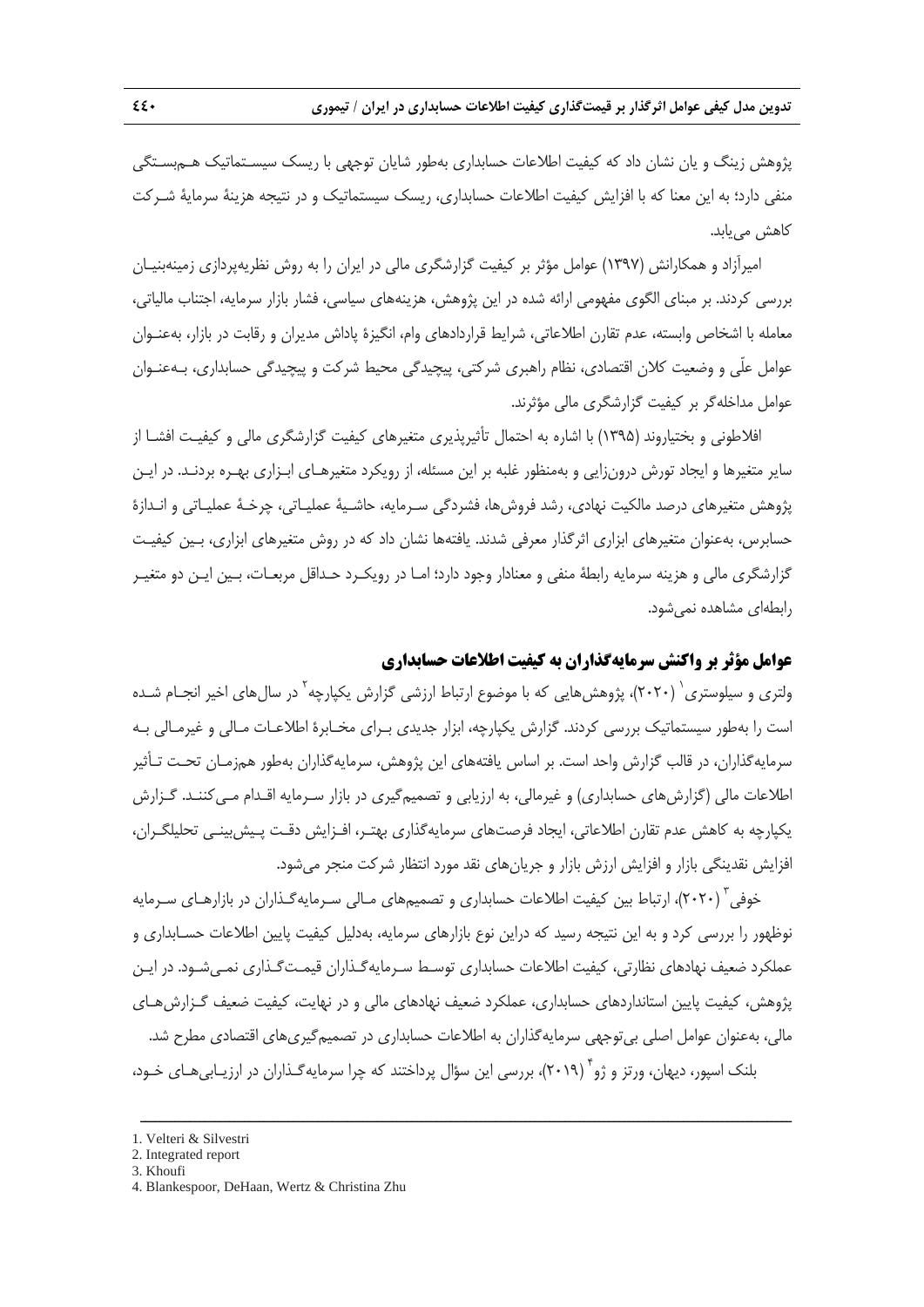پژوهش زینگ و یان نشان داد که کیفیت اطلاعات حسابداری به‌طور شایان توجهی با ریسک سیستماتیک هم‌بستگی منفی دارد؛ به این معنا که با افزایش کیفیت اطلاعات حسابداری، ریسک سیستماتیک و در نتیجه هزینهٔ سرمایهٔ شرکت کاهش می‌یابد.

امیرآزاد و همکارانش (۱۳۹۷) عوامل مؤثر بر کیفیت گزارشگری مالی در ایران را به روش نظریه‌پردازی زمینه‌بنیان بررسی کردند. بر مبنای الگوی مفهومی ارائه شده در این پژوهش، هزینه‌های سیاسی، فشار بازار سرمایه، اجتناب مالیاتی، معامله با اشخاص وابسته، عدم تقارن اطلاعاتی، شرایط قراردادهای وام، انگیزهٔ پاداش مدیران و رقابت در بازار، به‌عنوان عوامل علّی و وضعیت کلان اقتصادی، نظام راهبری شرکتی، پیچیدگی محیط شرکت و پیچیدگی حسابداری، به‌عنوان عوامل مداخله‌گر بر کیفیت گزارشگری مالی مؤثرند.

افلاطونی و بختیاروند (۱۳۹۵) با اشاره به احتمال تأثیرپذیری متغیرهای کیفیت گزارشگری مالی و کیفیت افشا از سایر متغیرها و ایجاد تورش درون‌زایی و به‌منظور غلبه بر این مسئله، از رویکرد متغیرهای ابزاری بهره بردند. در این پژوهش متغیرهای درصد مالکیت نهادی، رشد فروش‌ها، فشردگی سرمایه، حاشیهٔ عملیاتی، چرخهٔ عملیاتی و اندازهٔ حسابرس، به‌عنوان متغیرهای ابزاری اثرگذار معرفی شدند. یافته‌ها نشان داد که در روش متغیرهای ابزاری، بین کیفیت گزارشگری مالی و هزینه سرمایه رابطهٔ منفی و معنادار وجود دارد؛ اما در رویکرد حداقل مربعات، بین این دو متغیر رابطه‌ای مشاهده نمی‌شود.

## عوامل مؤثر بر واکنش سرمایه‌گذاران به کیفیت اطلاعات حسابداری

ولتری و سیلوستری[1] (۲۰۲۰)، پژوهش‌هایی که با موضوع ارتباط ارزشی گزارش یکپارچه[2] در سال‌های اخیر انجام شده است را به‌طور سیستماتیک بررسی کردند. گزارش یکپارچه، ابزار جدیدی برای مخابرهٔ اطلاعات مالی و غیرمالی به سرمایه‌گذاران، در قالب گزارش واحد است. بر اساس یافته‌های این پژوهش، سرمایه‌گذاران به‌طور همزمان تحت تأثیر اطلاعات مالی (گزارش‌های حسابداری) و غیرمالی، به ارزیابی و تصمیم‌گیری در بازار سرمایه اقدام می‌کنند. گزارش یکپارچه به کاهش عدم تقارن اطلاعاتی، ایجاد فرصت‌های سرمایه‌گذاری بهتر، افزایش دقت پیش‌بینی تحلیلگران، افزایش نقدینگی بازار و افزایش ارزش بازار و جریان‌های نقد مورد انتظار شرکت منجر می‌شود.

خوفی[3] (۲۰۲۰)، ارتباط بین کیفیت اطلاعات حسابداری و تصمیم‌های مالی سرمایه‌گذاران در بازارهای سرمایه نوظهور را بررسی کرد و به این نتیجه رسید که دراین نوع بازارهای سرمایه، به‌دلیل کیفیت پایین اطلاعات حسابداری و عملکرد ضعیف نهادهای نظارتی، کیفیت اطلاعات حسابداری توسط سرمایه‌گذاران قیمت‌گذاری نمی‌شود. در این پژوهش، کیفیت پایین استانداردهای حسابداری، عملکرد ضعیف نهادهای مالی و در نهایت، کیفیت ضعیف گزارش‌های مالی، به‌عنوان عوامل اصلی بی‌توجهی سرمایه‌گذاران به اطلاعات حسابداری در تصمیم‌گیری‌های اقتصادی مطرح شد.

بلنک اسپور، دیهان، ورتز و ژو[4] (۲۰۱۹)، بررسی این سؤال پرداختند که چرا سرمایه‌گذاران در ارزیابی‌های خود،

---

1. Velteri & Silvestri
2. Integrated report
3. Khoufi
4. Blankespoor, DeHaan, Wertz & Christina Zhu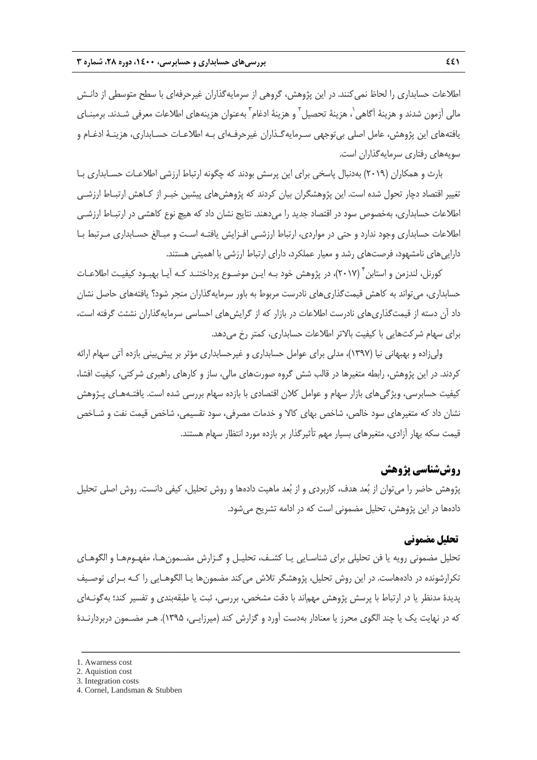اطلاعات حسابداری را لحاظ نمی‌کنند. در این پژوهش، گروهی از سرمایه‌گذاران غیرحرفه‌ای با سطح متوسطی از دانش مالی آزمون شدند و هزینهٔ آگاهی[1]، هزینهٔ تحصیل[2] و هزینهٔ ادغام[3] به‌عنوان هزینه‌های اطلاعات معرفی شدند. برمبنای یافته‌های این پژوهش، عامل اصلی بی‌توجهی سرمایه‌گذاران غیرحرفه‌ای به اطلاعات حسابداری، هزینهٔ ادغام و سویه‌های رفتاری سرمایه‌گذاران است.

بارث و همکاران (۲۰۱۹) به‌دنبال پاسخی برای این پرسش بودند که چگونه ارتباط ارزشی اطلاعات حسابداری با تغییر اقتصاد دچار تحول شده است. این پژوهشگران بیان کردند که پژوهش‌های پیشین خبر از کاهش ارتباط ارزشی اطلاعات حسابداری، به‌خصوص سود در اقتصاد جدید را می‌دهند. نتایج نشان داد که هیچ نوع کاهشی در ارتباط ارزشی اطلاعات حسابداری وجود ندارد و حتی در مواردی، ارتباط ارزشی افزایش یافته است و مبالغ حسابداری مرتبط با دارایی‌های نامشهود، فرصت‌های رشد و معیار عملکرد، دارای ارتباط ارزشی با اهمیتی هستند.

کورنل، لندزمن و استابن[4] (۲۰۱۷)، در پژوهش خود به این موضوع پرداختند که آیا بهبود کیفیت اطلاعات حسابداری، می‌تواند به کاهش قیمت‌گذاری‌های نادرست مربوط به باور سرمایه‌گذاران منجر شود؟ یافته‌های حاصل نشان داد آن دسته از قیمت‌گذاری‌های نادرست اطلاعات در بازار که از گرایش‌های احساسی سرمایه‌گذاران نشئت گرفته است، برای سهام شرکت‌هایی با کیفیت بالاتر اطلاعات حسابداری، کمتر رخ می‌دهد.

ولی‌زاده و بهبهانی نیا (۱۳۹۷)، مدلی برای عوامل حسابداری و غیرحسابداری مؤثر بر پیش‌بینی بازده آتی سهام ارائه کردند. در این پژوهش، رابطه متغیرها در قالب شش گروه صورت‌های مالی، ساز و کارهای راهبری شرکتی، کیفیت افشا، کیفیت حسابرسی، ویژگی‌های بازار سهام و عوامل کلان اقتصادی با بازده سهام بررسی شده است. یافته‌های پژوهش نشان داد که متغیرهای سود خالص، شاخص بهای کالا و خدمات مصرفی، سود تقسیمی، شاخص قیمت نفت و شاخص قیمت سکه بهار آزادی، متغیرهای بسیار مهم تأثیرگذار بر بازده مورد انتظار سهام هستند.

## روش‌شناسی پژوهش

پژوهش حاضر را می‌توان از بُعد هدف، کاربردی و از بُعد ماهیت داده‌ها و روش تحلیل، کیفی دانست. روش اصلی تحلیل داده‌ها در این پژوهش، تحلیل مضمونی است که در ادامه تشریح می‌شود.

### تحلیل مضمونی

تحلیل مضمونی رویه یا فن تحلیلی برای شناسایی یا کشف، تحلیل و گزارش مضمون‌ها، مفهوم‌ها و الگوهای تکرارشونده در داده‌هاست. در این روش تحلیل، پژوهشگر تلاش می‌کند مضمون‌ها یا الگوهایی را که برای توصیف پدیدهٔ مدنظر یا در ارتباط با پرسش پژوهش مهم‌اند با دقت مشخص، بررسی، ثبت یا طبقه‌بندی و تفسیر کند؛ به‌گونه‌ای که در نهایت یک یا چند الگوی محرز یا معنادار به‌دست آورد و گزارش کند (میرزایی، ۱۳۹۵). هر مضمون دربردارندهٔ

---

1. Awarness cost
2. Aquistion cost
3. Integration costs
4. Cornel, Landsman & Stubben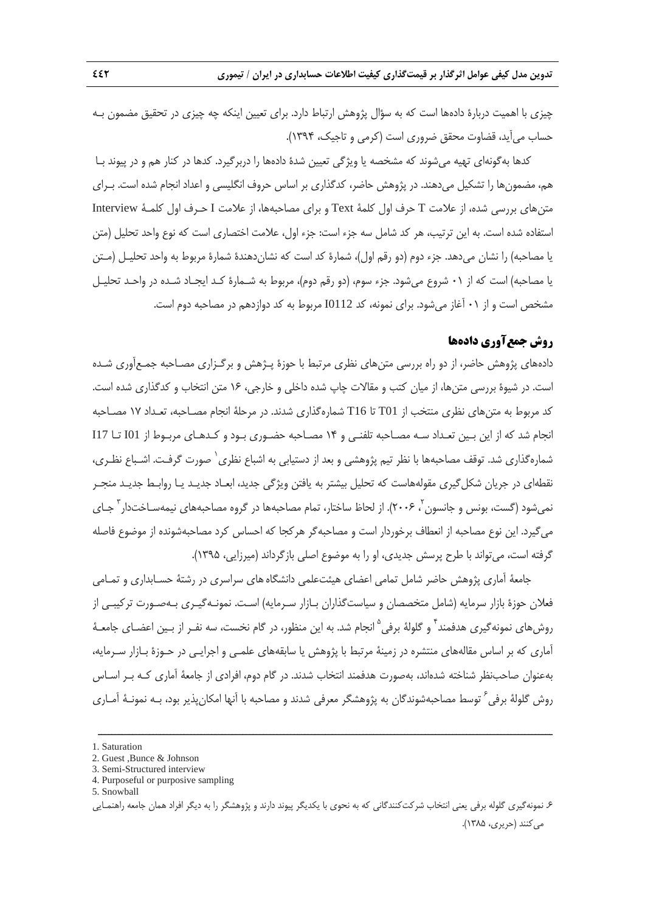چیزی با اهمیت دربارۀ داده‌ها است که به سؤال پژوهش ارتباط دارد. برای تعیین اینکه چه چیزی در تحقیق مضمون بـه حساب می‌آید، قضاوت محقق ضروری است (کرمی و تاجیک، ۱۳۹۴).

کدها به‌گونه‌ای تهیه می‌شوند که مشخصه یا ویژگی تعیین شدۀ داده‌ها را دربرگیرد. کدها در کنار هم و در پیوند بـا هم، مضمون‌ها را تشکیل می‌دهند. در پژوهش حاضر، کدگذاری بر اساس حروف انگلیسی و اعداد انجام شده است. بـرای متن‌های بررسی شده، از علامت T حرف اول کلمۀ Text و برای مصاحبه‌ها، از علامت I حـرف اول کلمـۀ Interview استفاده شده است. به این ترتیب، هر کد شامل سه جزء است: جزء اول، علامت اختصاری است که نوع واحد تحلیل (متن یا مصاحبه) را نشان می‌دهد. جزء دوم (دو رقم اول)، شمارۀ کد است که نشان‌دهندۀ شمارۀ مربوط به واحد تحلیـل (مـتن یا مصاحبه) است که از ۰۱ شروع می‌شود. جزء سوم، (دو رقم دوم)، مربوط به شـمارۀ کـد ایجـاد شـده در واحـد تحلیـل مشخص است و از ۰۱ آغاز می‌شود. برای نمونه، کد I0112 مربوط به کد دوازدهم در مصاحبه دوم است.

## روش جمع‌آوری داده‌ها

داده‌های پژوهش حاضر، از دو راه بررسی متن‌های نظری مرتبط با حوزۀ پـژهش و برگـزاری مصـاحبه جمـع‌آوری شـده است. در شیوۀ بررسی متن‌ها، از میان کتب و مقالات چاپ شده داخلی و خارجی، ۱۶ متن انتخاب و کدگذاری شده است. کد مربوط به متن‌های نظری منتخب از T01 تا T16 شماره‌گذاری شدند. در مرحلۀ انجام مصـاحبه، تعـداد ۱۷ مصـاحبه انجام شد که از این بـین تعـداد سـه مصـاحبه تلفنـی و ۱۴ مصـاحبه حضـوری بـود و کـدهـای مربـوط از I01 تـا I17 شماره‌گذاری شد. توقف مصاحبه‌ها با نظر تیم پژوهشی و بعد از دستیابی به اشباع نظری[1] صورت گرفـت. اشـباع نظـری، نقطه‌ای در جریان شکل‌گیری مقوله‌هاست که تحلیل بیشتر به یافتن ویژگی جدید، ابعـاد جدیـد یـا روابـط جدیـد منجـر نمی‌شود (گست، بونس و جانسون[2]، ۲۰۰۶). از لحاظ ساختار، تمام مصاحبه‌ها در گروه مصاحبه‌های نیمه‌سـاخت‌دار[3] جـای می‌گیرد. این نوع مصاحبه از انعطاف برخوردار است و مصاحبه‌گر هرکجا که احساس کرد مصاحبه‌شونده از موضوع فاصله گرفته است، می‌تواند با طرح پرسش جدیدی، او را به موضوع اصلی بازگرداند (میرزایی، ۱۳۹۵).

جامعۀ آماری پژوهش حاضر شامل تمامی اعضای هیئت‌علمی دانشگاه‌ های سراسری در رشتۀ حسـابداری و تمـامی فعلان حوزۀ بازار سرمایه (شامل متخصصان و سیاست‌گذاران بـازار سـرمایه) اسـت. نمونـه‌گیـری بـه‌صـورت ترکیبـی از روش‌های نمونه‌گیری هدفمند[4] و گلولۀ برفی[5] انجام شد. به این منظور، در گام نخست، سه نفـر از بـین اعضـای جامعـۀ آماری که بر اساس مقاله‌های منتشره در زمینۀ مرتبط با پژوهش یا سابقه‌های علمـی و اجرایـی در حـوزۀ بـازار سـرمایه، به‌عنوان صاحب‌نظر شناخته شده‌اند، به‌صورت هدفمند انتخاب شدند. در گام دوم، افرادی از جامعۀ آماری کـه بـر اسـاس روش گلولۀ برفی[6] توسط مصاحبه‌شوندگان به پژوهشگر معرفی شدند و مصاحبه با آنها امکان‌پذیر بود، بـه نمونـۀ آمـاری

---

1. Saturation
2. Guest ,Bunce & Johnson
3. Semi-Structured interview
4. Purposeful or purposive sampling
5. Snowball
6. نمونه‌گیری گلوله برفی یعنی انتخاب شرکت‌کنندگانی که به نحوی با یکدیگر پیوند دارند و پژوهشگر را به دیگر افراد همان جامعه راهنمـایی می‌کنند (حریری، ۱۳۸۵).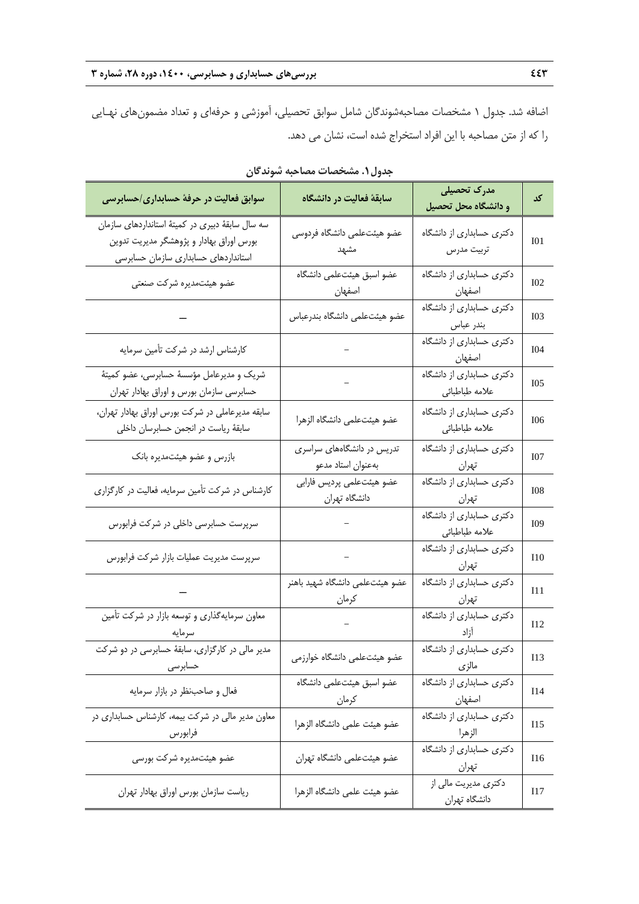اضافه شد. جدول ۱ مشخصات مصاحبه‌شوندگان شامل سوابق تحصیلی، آموزشی و حرفه‌ای و تعداد مضمون‌های نهـایی را که از متن مصاحبه با این افراد استخراج شده است، نشان می دهد.

**جدول ۱. مشخصات مصاحبه شوندگان**

| کد | مدرک تحصیلی و دانشگاه محل تحصیل | سابقهٔ فعالیت در دانشگاه | سوابق فعالیت در حرفهٔ حسابداری/حسابرسی |
|---|---|---|---|
| I01 | دکتری حسابداری از دانشگاه تربیت مدرس | عضو هیئت‌علمی دانشگاه فردوسی مشهد | سه سال سابقهٔ دبیری در کمیتهٔ استانداردهای سازمان بورس اوراق بهادار و پژوهشگر مدیریت تدوین استانداردهای حسابداری سازمان حسابرسی |
| I02 | دکتری حسابداری از دانشگاه اصفهان | عضو اسبق هیئت‌علمی دانشگاه اصفهان | عضو هیئت‌مدیره شرکت صنعتی |
| I03 | دکتری حسابداری از دانشگاه بندر عباس | عضو هیئت‌علمی دانشگاه بندرعباس | — |
| I04 | دکتری حسابداری از دانشگاه اصفهان | – | کارشناس ارشد در شرکت تأمین سرمایه |
| I05 | دکتری حسابداری از دانشگاه علامه طباطبائی | – | شریک و مدیرعامل مؤسسهٔ حسابرسی، عضو کمیتهٔ حسابرسی سازمان بورس و اوراق بهادار تهران |
| I06 | دکتری حسابداری از دانشگاه علامه طباطبائی | عضو هیئت‌علمی دانشگاه الزهرا | سابقه مدیرعاملی در شرکت بورس اوراق بهادار تهران، سابقهٔ ریاست در انجمن حسابرسان داخلی |
| I07 | دکتری حسابداری از دانشگاه تهران | تدریس در دانشگاه‌های سراسری به‌عنوان استاد مدعو | بازرس و عضو هیئت‌مدیره بانک |
| I08 | دکتری حسابداری از دانشگاه تهران | عضو هیئت‌علمی پردیس فارابی دانشگاه تهران | کارشناس در شرکت تأمین سرمایه، فعالیت در کارگزاری |
| I09 | دکتری حسابداری از دانشگاه علامه طباطبائی | – | سرپرست حسابرسی داخلی در شرکت فرابورس |
| I10 | دکتری حسابداری از دانشگاه تهران | – | سرپرست مدیریت عملیات بازار شرکت فرابورس |
| I11 | دکتری حسابداری از دانشگاه تهران | عضو هیئت‌علمی دانشگاه شهید باهنر کرمان | — |
| I12 | دکتری حسابداری از دانشگاه آزاد | – | معاون سرمایه‌گذاری و توسعه بازار در شرکت تأمین سرمایه |
| I13 | دکتری حسابداری از دانشگاه مالزی | عضو هیئت‌علمی دانشگاه خوارزمی | مدیر مالی در کارگزاری، سابقهٔ حسابرسی در دو شرکت حسابرسی |
| I14 | دکتری حسابداری از دانشگاه اصفهان | عضو اسبق هیئت‌علمی دانشگاه کرمان | فعال و صاحب‌نظر در بازار سرمایه |
| I15 | دکتری حسابداری از دانشگاه الزهرا | عضو هیئت علمی دانشگاه الزهرا | معاون مدیر مالی در شرکت بیمه، کارشناس حسابداری در فرابورس |
| I16 | دکتری حسابداری از دانشگاه تهران | عضو هیئت‌علمی دانشگاه تهران | عضو هیئت‌مدیره شرکت بورسی |
| I17 | دکتری مدیریت مالی از دانشگاه تهران | عضو هیئت علمی دانشگاه الزهرا | ریاست سازمان بورس اوراق بهادار تهران |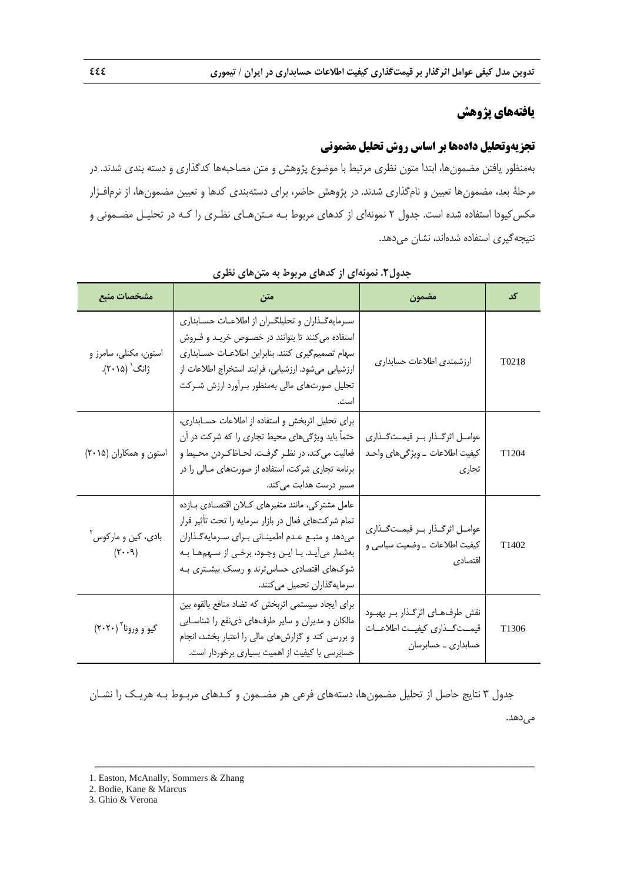## یافته‌های پژوهش

### تجزیه‌وتحلیل داده‌ها بر اساس روش تحلیل مضمونی

به‌منظور یافتن مضمون‌ها، ابتدا متون نظری مرتبط با موضوع پژوهش و متن مصاحبه‌ها کدگذاری و دسته بندی شدند. در مرحلهٔ بعد، مضمون‌ها تعیین و نام‌گذاری شدند. در پژوهش حاضر، برای دسته‌بندی کدها و تعیین مضمون‌ها، از نرم‌افزار مکس‌کیودا استفاده شده است. جدول ۲ نمونه‌ای از کدهای مربوط به متن‌های نظری را که در تحلیل مضمونی و نتیجه‌گیری استفاده شده‌اند، نشان می‌دهد.

**جدول۲. نمونه‌ای از کدهای مربوط به متن‌های نظری**

| کد | مضمون | متن | مشخصات منبع |
|---|---|---|---|
| T0218 | ارزشمندی اطلاعات حسابداری | سرمایه‌گذاران و تحلیلگران از اطلاعات حسابداری استفاده می‌کنند تا بتوانند در خصوص خرید و فروش سهام تصمیم‌گیری کنند. بنابراین اطلاعات حسابداری ارزشیابی می‌شود. ارزشیابی، فرایند استخراج اطلاعات از تحلیل صورت‌های مالی به‌منظور برآورد ارزش شرکت است. | استون، مکنلی، سامرز و ژانگ[1] (۲۰۱۵). |
| T1204 | عوامل اثرگذار بر قیمت‌گذاری کیفیت اطلاعات ـ ویژگی‌های واحد تجاری | برای تحلیل اثربخش و استفاده از اطلاعات حسابداری، حتماً باید ویژگی‌های محیط تجاری را که شرکت در آن فعالیت می‌کند، در نظر گرفت. لحاظ‌کردن محیط و برنامه تجاری شرکت، استفاده از صورت‌های مالی را در مسیر درست هدایت می‌کند. | استون و همکاران (۲۰۱۵) |
| T1402 | عوامل اثرگذار بر قیمت‌گذاری کیفیت اطلاعات ـ وضعیت سیاسی و اقتصادی | عامل مشترکی، مانند متغیرهای کلان اقتصادی بازده تمام شرکت‌های فعال در بازار سرمایه را تحت تأثیر قرار می‌دهد و منبع عدم اطمینانی برای سرمایه‌گذاران به‌شمار می‌آید. با این وجود، برخی از سهم‌ها به شوک‌های اقتصادی حساس‌ترند و ریسک بیشتری به سرمایه‌گذاران تحمیل می‌کنند. | بادی، کین و مارکوس[2] (۲۰۰۹) |
| T1306 | نقش طرف‌های اثرگذار بر بهبود قیمت‌گذاری کیفیت اطلاعات حسابداری ـ حسابرسان | برای ایجاد سیستمی اثربخش که تضاد منافع بالقوه بین مالکان و مدیران و سایر طرف‌های ذی‌نفع را شناسایی و بررسی کند و گزارش‌های مالی را اعتبار بخشد، انجام حسابرسی با کیفیت از اهمیت بسیاری برخوردار است. | گیو و ورونا[3] (۲۰۲۰) |

جدول ۳ نتایج حاصل از تحلیل مضمون‌ها، دسته‌های فرعی هر مضمون و کدهای مربوط به هریک را نشان می‌دهد.

---

1. Easton, McAnally, Sommers & Zhang
2. Bodie, Kane & Marcus
3. Ghio & Verona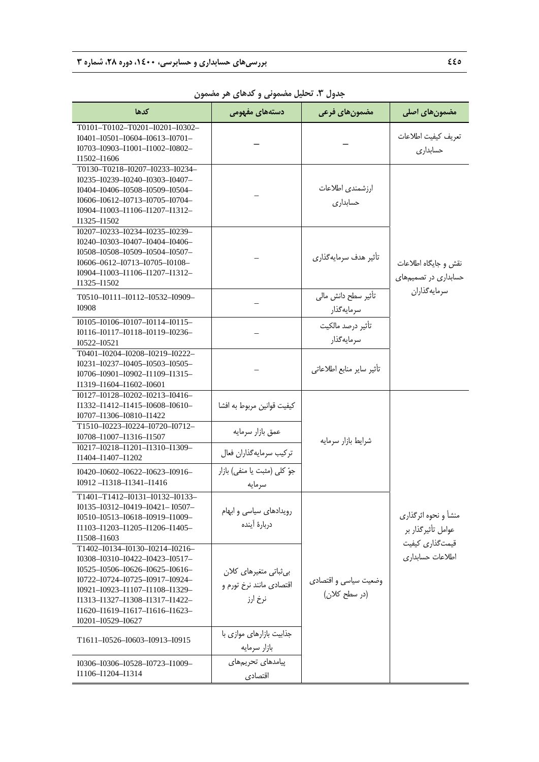**جدول ۳. تحلیل مضمونی و کدهای هر مضمون**

| مضمون‌های اصلی | مضمون‌های فرعی | دسته‌های مفهومی | کدها |
|---|---|---|---|
| تعریف کیفیت اطلاعات حسابداری | – | – | T0101–T0102–T0201–I0201–I0302–I0401–I0501–I0604–I0613–I0701–I0703–I0903–I1001–I1002–I0802–I1502–I1606 |
| نقش و جایگاه اطلاعات حسابداری در تصمیم‌های سرمایه‌گذاران | ارزشمندی اطلاعات حسابداری | – | T0130–T0218–I0207–I0233–I0234–I0235–I0239–I0240–I0303–I0407–I0404–I0406–I0508–I0509–I0504–I0606–I0612–I0713–I0705–I0704–I0904–I1003–I1106–I1207–I1312–I1325–I1502 |
| | تأثیر هدف سرمایه‌گذاری | – | I0207–I0233–I0234–I0235–I0239–I0240–I0303–I0407–I0404–I0406–I0508–I0508–I0509–I0504–I0507–I0606–0612–I0713–I0705–I0108–I0904–I1003–I1106–I1207–I1312–I1325–I1502 |
| | تأثیر سطح دانش مالی سرمایه‌گذار | – | T0510–I0111–I0112–I0532–I0909–I0908 |
| | تأثیر درصد مالکیت سرمایه‌گذار | – | I0105–I0106–I0107–I0114–I0115–I0116–I0117–I0118–I0119–I0236–I0522–I0521 |
| | تأثیر سایر منابع اطلاعاتی | – | T0401–I0204–I0208–I0219–I0222–I0231–I0237–I0405–I0503–I0505–I0706–I0901–I0902–I1109–I1315–I1319–I1604–I1602–I0601 |
| منشأ و نحوه اثرگذاری عوامل تأثیرگذار بر قیمت‌گذاری کیفیت اطلاعات حسابداری | شرایط بازار سرمایه | کیفیت قوانین مربوط به افشا | I0127–I0128–I0202–I0213–I0416–I1332–I1412–I1415–I0608–I0610–I0707–I1306–I0810–I1422 |
| | | عمق بازار سرمایه | T1510–I0223–I0224–I0720–I0712–I0708–I1007–I1316–I1507 |
| | | ترکیب سرمایه‌گذاران فعال | I0217–I0218–I1201–I1310–I1309–I1404–I1407–I1202 |
| | | جوّ کلی (مثبت یا منفی) بازار سرمایه | I0420–I0602–I0622–I0623–I0916–I0912 –I1318–I1341–I1416 |
| | وضعیت سیاسی و اقتصادی (در سطح کلان) | رویدادهای سیاسی و ابهام دربارهٔ آینده | T1401–T1412–I0131–I0132–I0133–I0135–I0312–I0419–I0421– I0507–I0510–I0513–I0618–I0919–I1009–I1103–I1203–I1205–I1206–I1405–I1508–I1603 |
| | | بی‌ثباتی متغیرهای کلان اقتصادی مانند نرخ تورم و نرخ ارز | T1402–I0134–I0130–I0214–I0216–I0308–I0310–I0422–I0423–I0517–I0525–I0506–I0626–I0625–I0616–I0722–I0724–I0725–I0917–I0924–I0921–I0923–I1107–I1108–I1329–I1313–I1327–I1308–I1317–I1422–I1620–I1619–I1617–I1616–I1623–I0201–I0529–I0627 |
| | | جذابیت بازارهای موازی با بازار سرمایه | T1611–I0526–I0603–I0913–I0915 |
| | | پیامدهای تحریم‌های اقتصادی | I0306–I0306–I0528–I0723–I1009–I1106–I1204–I1314 |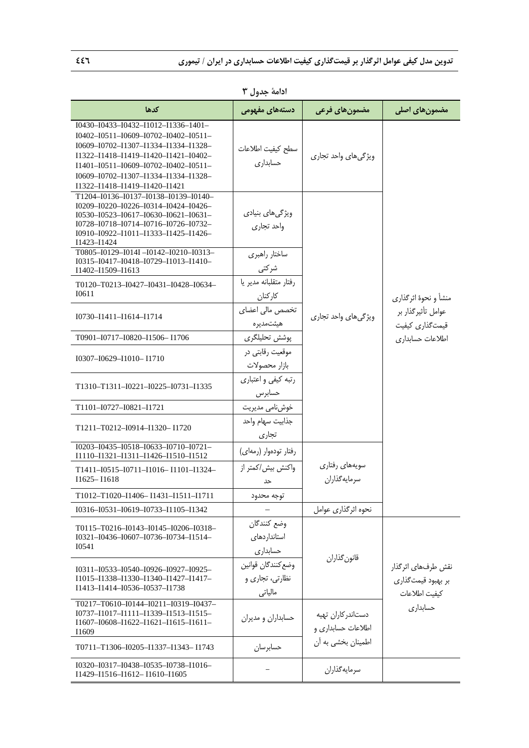ادامهٔ جدول ۳

| مضمون‌های اصلی | مضمون‌های فرعی | دسته‌های مفهومی | کدها |
|---|---|---|---|
| منشأ و نحوهٔ اثرگذاری عوامل تأثیرگذار بر قیمت‌گذاری کیفیت اطلاعات حسابداری | ویژگی‌های واحد تجاری | سطح کیفیت اطلاعات حسابداری | I0430–I0433–I0432–I1012–I1336–1401–I0402–I0511–I0609–I0702–I0402–I0511–I0609–I0702–I1307–I1334–I1334–I1328–I1322–I1418–I1419–I1420–I1421–I0402–I1401–I0511–I0609–I0702–I0402–I0511–I0609–I0702–I1307–I1334–I1334–I1328–I1322–I1418–I1419–I1420–I1421 |
| | ویژگی‌های واحد تجاری | ویژگی‌های بنیادی واحد تجاری | T1204–I0136–I0137–I0138–I0139–I0140–I0209–I0220–I0226–I0314–I0424–I0426–I0530–I0523–I0617–I0630–I0621–I0631–I0728–I0718–I0714–I0716–I0726–I0732–I0910–I0922–I1011–I1333–I1425–I1426–I1423–I1424 |
| | | ساختار راهبری شرکتی | T0805–I0129–I014I –I0142–I0210–I0313–I0315–I0417–I0418–I0729–I1013–I1410–I1402–I1509–I1613 |
| | | رفتار متقلبانه مدیر یا کارکنان | T0120–T0213–I0427–I0431–I0428–I0634–I0611 |
| | | تخصص مالی اعضای هیئت‌مدیره | I0730–I1411–I1614–I1714 |
| | | پوشش تحلیلگری | T0901–I0717–I0820–I1506– I1706 |
| | | موقعیت رقابتی در بازار محصولات | I0307–I0629–I1010– I1710 |
| | | رتبه کیفی و اعتباری حسابرس | T1310–T1311–I0221–I0225–I0731–I1335 |
| | | خوش‌نامی مدیریت | T1101–I0727–I0821–I1721 |
| | | جذابیت سهام واحد تجاری | T1211–T0212–I0914–I1320– I1720 |
| | سویه‌های رفتاری سرمایه‌گذاران | رفتار توده‌وار (رمه‌ای) | I0203–I0435–I0518–I0633–I0710–I0721–I1110–I1321–I1311–I1426–I1510–I1512 |
| | | واکنش بیش/کمتر از حد | T1411–I0515–I0711–I1016– I1101–I1324–I1625– I1618 |
| | | توجه محدود | T1012–T1020–I1406– I1431–I1511–I1711 |
| | نحوه اثرگذاری عوامل | – | I0316–I0531–I0619–I0733–I1105–I1342 |
| نقش طرف‌های اثرگذار بر بهبود قیمت‌گذاری کیفیت اطلاعات حسابداری | قانون‌گذاران | وضع کنندگان استانداردهای حسابداری | T0115–T0216–I0143–I0145–I0206–I0318–I0321–I0436–I0607–I0736–I0734–I1514–I0541 |
| | | وضع‌کنندگان قوانین نظارتی، تجاری و مالیاتی | I0311–I0533–I0540–I0926–I0927–I0925–I1015–I1338–I1330–I1340–I1427–I1417–I1413–I1414–I0536–I0537–I1738 |
| | دست‌اندرکاران تهیه اطلاعات حسابداری و اطمینان بخشی به آن | حسابداران و مدیران | T0217–T0610–I0144–I0211–I0319–I0437–I0737–I1017–I1111–I1339–I1513–I1515–I1607–I0608–I1622–I1621–I1615–I1611–I1609 |
| | | حسابرسان | T0711–T1306–I0205–I1337–I1343– I1743 |
| | سرمایه‌گذاران | – | I0320–I0317–I0438–I0535–I0738–I1016–I1429–I1516–I1612– I1610–I1605 |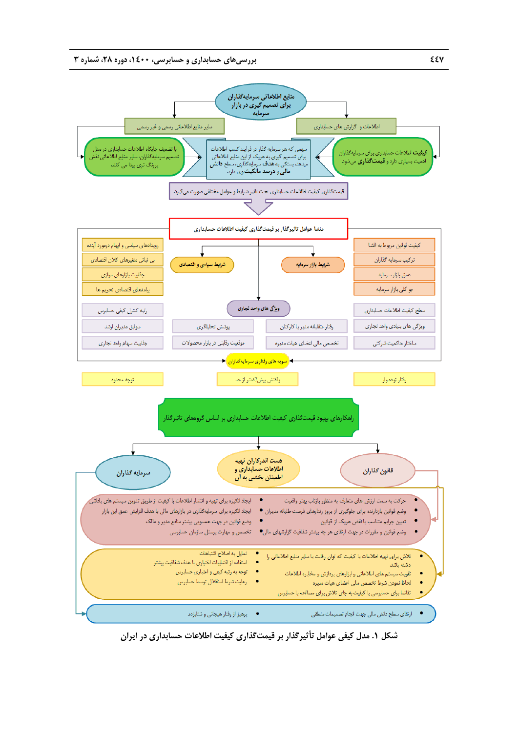منابع اطلاعاتی سرمایه‌گذاران برای تصمیم گیری در بازار سرمایه

اطلاعات و گزارش های حسابداری

سایر منابع اطلاعاتی رسمی و غیر رسمی

**کیفیت** اطلاعات حسابداری برای سرمایه‌گذاران اهمیت بسیاری دارد و **قیمت‌گذاری** می‌شود.

سهمی که هر سرمایه گذار در فرایند کسب اطلاعات برای تصمیم گیری به هریک از این منابع اطلاعاتی میدهد، بستگی به هدف سرمایه‌گذاری، سطح **دانش مالی** و **درصد مالکیت** وی دارد.

با تضعیف جایگاه اطلاعات حسابداری در مدل تصمیم سرمایه‌گذاران، سایر منابع اطلاعاتی نقش پررنگ تری پیدا می کنند

قیمت‌گذاری کیفیت اطلاعات حسابداری تحت تاثیر شرایط و عوامل مختلفی صورت می‌گیرد.

منشأ عوامل تاثیرگذار بر قیمت‌گذاری کیفیت اطلاعات حسابداری

- شرایط بازار سرمایه
  - کیفیت تولیدی مربوط به افشا
  - ترکیب سرمایه گذاران
  - عمق بازار سرمایه
  - جو کلی بازار سرمایه
- شرایط سیاسی و اقتصادی
  - رویدادهای سیاسی و ابهام درمورد آینده
  - بی ثباتی متغیرهای کلان اقتصادی
  - جذابیت بازارهای موازی
  - پیامدهای اقتصادی تحریم ها
- ویژگی های واحد تجاری
  - سطح کیفیت اطلاعات حسابداری
  - ویژگی های بنیادی واحد تجاری
  - ساختار حاکمیت شرکتی
  - رفتار متقابله مدیران با کارکنان
  - تخصص مالی اعضای هیات مدیره
  - پوشش تحلیلگری
  - موقعیت رقابتی در بازار محصولات
  - رتبه کنترل کیفی حسابرس
  - سوابق مدیران ارشد
  - جذابیت سهام واحد تجاری

سویه های رفتاری سرمایه‌گذاران

- رفتار توده وار
- واکنش بیش‌ازحد یا کمتر از حد
- توجه محدود

راهکارهای بهبود قیمت‌گذاری کیفیت اطلاعات حسابداری بر اساس گروههای تاثیرگذار

**قانون گذاران**

**دست اندرکاران تهیه اطلاعات حسابداری و اطمینان بخشی به آن**

**سرمایه گذاران**

- حرکت به سمت ارزش های متعارف به منظور بازتاب بهتر واقعیت
- وضع قوانین بازدارنده برای جلوگیری از بروز رفتارهای فرصت طلبانه مدیران
- تعیین جرایم متناسب با نقض هریک از قوانین
- وضع قوانین و مقررات در جهت ارتقای هر چه بیشتر شفافیت گزارشهای مالی
- ایجاد انگیزه برای تهیه و انتشار اطلاعات با کیفیت از طریق تدوین سیستم های پاداش
- ایجاد انگیزه برای سرمایه‌گذاری در بازارهای مالی با هدف افزایش عمق این بازار
- وضع قوانین در جهت مصون ماندن بیشتر مدیر و مالک
- تخصص و مهارت پرسنل سازمان حسابرسی

- تلاش برای تهیه اطلاعات با کیفیت که توان رقابت با سایر منابع اطلاعاتی را داشته باشد
- تقویت سیستم های اطلاعاتی و ابزارهای پردازش و مخابره اطلاعات
- لحاظ نمودن شرط تخصص مالی اعضای هیات مدیره
- تقاضا برای حسابرسی با کیفیت به جای تلاش برای مصالحه با حسابرس
- تمایل به اصلاح اشتباهات
- استفاده از قابلیت اختیاری با هدف شفافیت بیشتر
- توجه به رتبه کیفی و اعتبار حسابرس
- رعایت شرط استقلال توسط حسابرس

- ارتقای سطح دانش مالی جهت انجام تصمیمات منطقی
- پرهیز از رفتار هیجانی و شتابزده

**شکل ۱. مدل کیفی عوامل تأثیرگذار بر قیمت‌گذاری کیفیت اطلاعات حسابداری در ایران**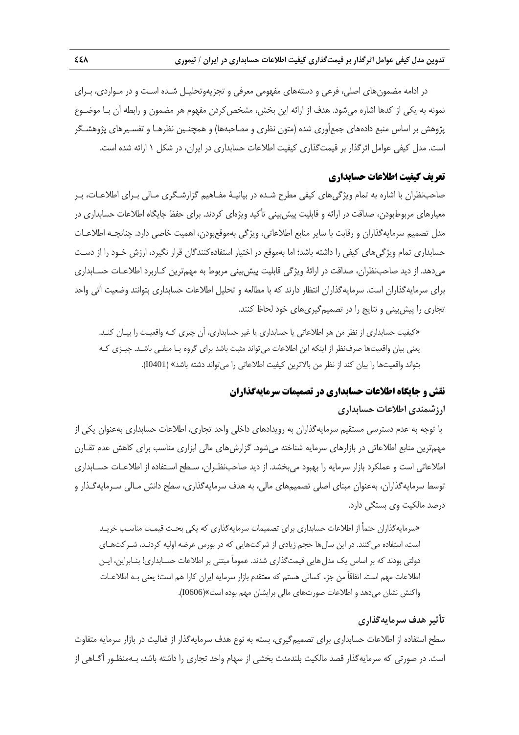در ادامه مضمون‌های اصلی، فرعی و دسته‌های مفهومی معرفی و تجزیه‌وتحلیل شده است و در مواردی، برای نمونه به یکی از کدها اشاره می‌شود. هدف از ارائه این بخش، مشخص‌کردن مفهوم هر مضمون و رابطه آن با موضوع پژوهش بر اساس منبع داده‌های جمع‌آوری شده (متون نظری و مصاحبه‌ها) و همچنین نظرها و تفسیرهای پژوهشگر است. مدل کیفی عوامل اثرگذار بر قیمت‌گذاری کیفیت اطلاعات حسابداری در ایران، در شکل ۱ ارائه شده است.

## تعریف کیفیت اطلاعات حسابداری

صاحب‌نظران با اشاره به تمام ویژگی‌های کیفی مطرح شده در بیانیهٔ مفاهیم گزارشگری مالی برای اطلاعات، بر معیارهای مربوط‌بودن، صداقت در ارائه و قابلیت پیش‌بینی تأکید ویژه‌ای کردند. برای حفظ جایگاه اطلاعات حسابداری در مدل تصمیم سرمایه‌گذاران و رقابت با سایر منابع اطلاعاتی، ویژگی به‌موقع‌بودن، اهمیت خاصی دارد. چنانچه اطلاعات حسابداری تمام ویژگی‌های کیفی را داشته باشد؛ اما به‌موقع در اختیار استفاده‌کنندگان قرار نگیرد، ارزش خود را از دست می‌دهد. از دید صاحب‌نظران، صداقت در ارائهٔ ویژگی قابلیت پیش‌بینی مربوط به مهم‌ترین کاربرد اطلاعات حسابداری برای سرمایه‌گذاران است. سرمایه‌گذاران انتظار دارند که با مطالعه و تحلیل اطلاعات حسابداری بتوانند وضعیت آتی واحد تجاری را پیش‌بینی و نتایج را در تصمیم‌گیری‌های خود لحاظ کنند.

> «کیفیت حسابداری از نظر من هر اطلاعاتی یا حسابداری یا غیر حسابداری، آن چیزی که واقعیت را بیان کند. یعنی بیان واقعیت‌ها صرف‌نظر از اینکه این اطلاعات می‌تواند مثبت باشد برای گروه یا منفی باشد. چیزی که بتواند واقعیت‌ها را بیان کند از نظر من بالاترین کیفیت اطلاعاتی را می‌تواند دشته باشد» (I0401).

## نقش و جایگاه اطلاعات حسابداری در تصمیمات سرمایه‌گذاران

### ارزشمندی اطلاعات حسابداری

با توجه به عدم دسترسی مستقیم سرمایه‌گذاران به رویدادهای داخلی واحد تجاری، اطلاعات حسابداری به‌عنوان یکی از مهم‌ترین منابع اطلاعاتی در بازارهای سرمایه شناخته می‌شود. گزارش‌های مالی ابزاری مناسب برای کاهش عدم تقارن اطلاعاتی است و عملکرد بازار سرمایه را بهبود می‌بخشد. از دید صاحب‌نظران، سطح استفاده از اطلاعات حسابداری توسط سرمایه‌گذاران، به‌عنوان مبنای اصلی تصمیم‌های مالی، به هدف سرمایه‌گذاری، سطح دانش مالی سرمایه‌گذار و درصد مالکیت وی بستگی دارد.

> «سرمایه‌گذاران حتماً از اطلاعات حسابداری برای تصمیمات سرمایه‌گذاری که یکی بحث قیمت مناسب خرید است، استفاده می‌کنند. در این سال‌ها حجم زیادی از شرکت‌هایی که در بورس عرضه اولیه کردند، شرکت‌های دولتی بودند که بر اساس یک مدل هایی قیمت‌گذاری شدند. عموماً مبتنی بر اطلاعات حسابداری! بنابراین، این اطلاعات مهم است. اتفاقاً من جزء کسانی هستم که معتقدم بازار سرمایه ایران کارا هم است؛ یعنی به اطلاعات واکنش نشان می‌دهد و اطلاعات صورت‌های مالی برایشان مهم بوده است»(I0606).

### تأثیر هدف سرمایه‌گذاری

سطح استفاده از اطلاعات حسابداری برای تصمیم‌گیری، بسته به نوع هدف سرمایه‌گذار از فعالیت در بازار سرمایه متفاوت است. در صورتی که سرمایه‌گذار قصد مالکیت بلندمدت بخشی از سهام واحد تجاری را داشته باشد، به‌منظور آگاهی از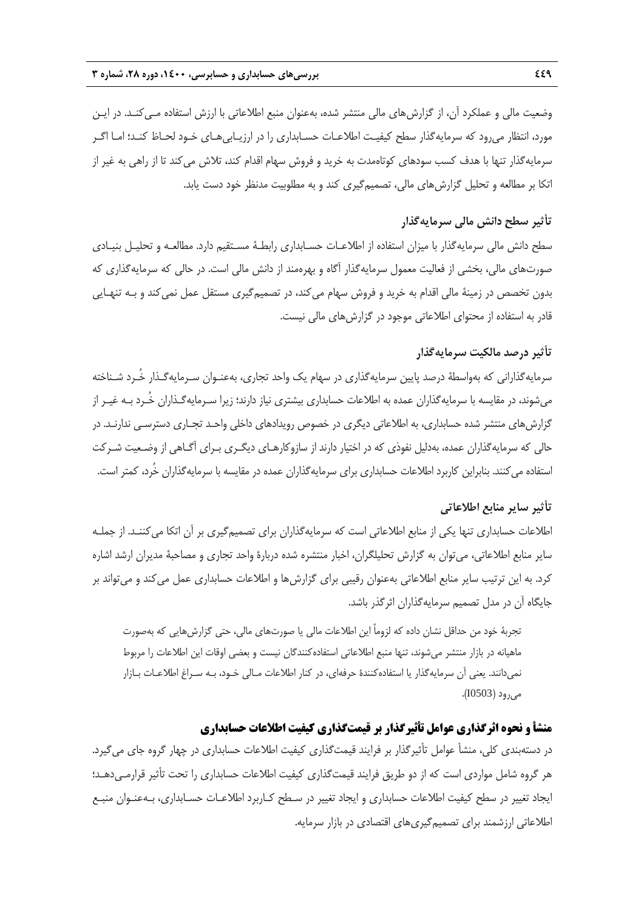وضعیت مالی و عملکرد آن، از گزارش‌های مالی منتشر شده، به‌عنوان منبع اطلاعاتی با ارزش استفاده می‌کند. در این مورد، انتظار می‌رود که سرمایه‌گذار سطح کیفیت اطلاعات حسابداری را در ارزیابی‌های خود لحاظ کند؛ اما اگر سرمایه‌گذار تنها با هدف کسب سودهای کوتاه‌مدت به خرید و فروش سهام اقدام کند، تلاش می‌کند تا از راهی به غیر از اتکا بر مطالعه و تحلیل گزارش‌های مالی، تصمیم‌گیری کند و به مطلوبیت مدنظر خود دست یابد.

### تأثیر سطح دانش مالی سرمایه‌گذار

سطح دانش مالی سرمایه‌گذار با میزان استفاده از اطلاعات حسابداری رابطهٔ مستقیم دارد. مطالعه و تحلیل بنیادی صورت‌های مالی، بخشی از فعالیت معمول سرمایه‌گذار آگاه و بهره‌مند از دانش مالی است. در حالی که سرمایه‌گذاری که بدون تخصص در زمینهٔ مالی اقدام به خرید و فروش سهام می‌کند، در تصمیم‌گیری مستقل عمل نمی‌کند و به تنهایی قادر به استفاده از محتوای اطلاعاتی موجود در گزارش‌های مالی نیست.

### تأثیر درصد مالکیت سرمایه‌گذار

سرمایه‌گذارانی که به‌واسطهٔ درصد پایین سرمایه‌گذاری در سهام یک واحد تجاری، به‌عنوان سرمایه‌گذار خُرد شناخته می‌شوند، در مقایسه با سرمایه‌گذاران عمده به اطلاعات حسابداری بیشتری نیاز دارند؛ زیرا سرمایه‌گذاران خُرد به غیر از گزارش‌های منتشر شده حسابداری، به اطلاعاتی دیگری در خصوص رویدادهای داخلی واحد تجاری دسترسی ندارند. در حالی که سرمایه‌گذاران عمده، به‌دلیل نفوذی که در اختیار دارند از سازوکارهای دیگری برای آگاهی از وضعیت شرکت استفاده می‌کنند. بنابراین کاربرد اطلاعات حسابداری برای سرمایه‌گذاران عمده در مقایسه با سرمایه‌گذاران خُرد، کمتر است.

### تأثیر سایر منابع اطلاعاتی

اطلاعات حسابداری تنها یکی از منابع اطلاعاتی است که سرمایه‌گذاران برای تصمیم‌گیری بر آن اتکا می‌کنند. از جمله سایر منابع اطلاعاتی، می‌توان به گزارش تحلیلگران، اخبار منتشره شده دربارهٔ واحد تجاری و مصاحبهٔ مدیران ارشد اشاره کرد. به این ترتیب سایر منابع اطلاعاتی به‌عنوان رقیبی برای گزارش‌ها و اطلاعات حسابداری عمل می‌کند و می‌تواند بر جایگاه آن در مدل تصمیم سرمایه‌گذاران اثرگذار باشد.

> تجربهٔ خود من حداقل نشان داده که لزوماً این اطلاعات مالی یا صورت‌های مالی، حتی گزارش‌هایی که به‌صورت ماهیانه در بازار منتشر می‌شوند، تنها منبع اطلاعاتی استفاده‌کنندگان نیست و بعضی اوقات این اطلاعات را مربوط نمی‌دانند. یعنی آن سرمایه‌گذار یا استفاده‌کنندهٔ حرفه‌ای، در کنار اطلاعات مالی خود، به سراغ اطلاعات بازار می‌رود (I0503).

## منشأ و نحوه اثرگذاری عوامل تأثیرگذار بر قیمت‌گذاری کیفیت اطلاعات حسابداری

در دسته‌بندی کلی، منشأ عوامل تأثیرگذار بر فرایند قیمت‌گذاری کیفیت اطلاعات حسابداری در چهار گروه جای می‌گیرد. هر گروه شامل مواردی است که از دو طریق فرایند قیمت‌گذاری کیفیت اطلاعات حسابداری را تحت تأثیر قرارمی‌دهد؛ ایجاد تغییر در سطح کیفیت اطلاعات حسابداری و ایجاد تغییر در سطح کاربرد اطلاعات حسابداری، به‌عنوان منبع اطلاعاتی ارزشمند برای تصمیم‌گیری‌های اقتصادی در بازار سرمایه.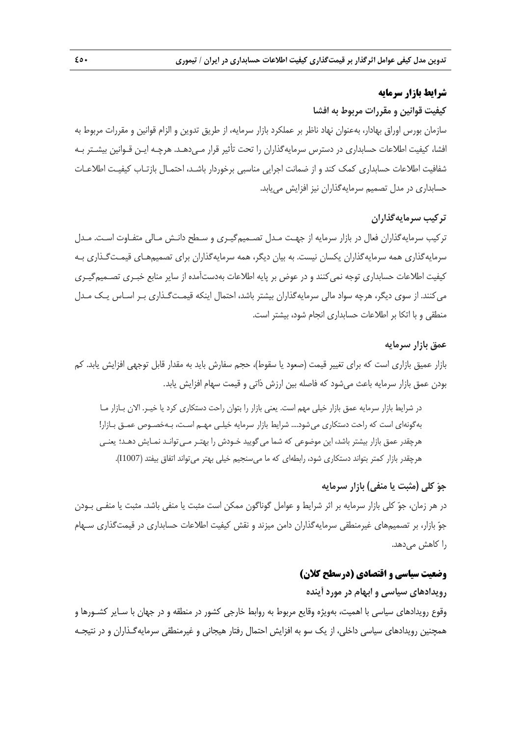### شرایط بازار سرمایه

#### کیفیت قوانین و مقررات مربوط به افشا

سازمان بورس اوراق بهادار، به‌عنوان نهاد ناظر بر عملکرد بازار سرمایه، از طریق تدوین و الزام قوانین و مقررات مربوط به افشا، کیفیت اطلاعات حسابداری در دسترس سرمایه‌گذاران را تحت تأثیر قرار می‌دهد. هرچه این قوانین بیشتر به شفافیت اطلاعات حسابداری کمک کند و از ضمانت اجرایی مناسبی برخوردار باشد، احتمال بازتاب کیفیت اطلاعات حسابداری در مدل تصمیم سرمایه‌گذاران نیز افزایش می‌یابد.

#### ترکیب سرمایه‌گذاران

ترکیب سرمایه‌گذاران فعال در بازار سرمایه از جهت مدل تصمیم‌گیری و سطح دانش مالی متفاوت است. مدل سرمایه‌گذاری همه سرمایه‌گذاران یکسان نیست. به بیان دیگر، همه سرمایه‌گذاران برای تصمیم‌های قیمت‌گذاری به کیفیت اطلاعات حسابداری توجه نمی‌کنند و در عوض بر پایه اطلاعات به‌دست‌آمده از سایر منابع خبری تصمیم‌گیری می‌کنند. از سوی دیگر، هرچه سواد مالی سرمایه‌گذاران بیشتر باشد، احتمال اینکه قیمت‌گذاری بر اساس یک مدل منطقی و با اتکا بر اطلاعات حسابداری انجام شود، بیشتر است.

#### عمق بازار سرمایه

بازار عمیق بازاری است که برای تغییر قیمت (صعود یا سقوط)، حجم سفارش باید به مقدار قابل توجهی افزایش یابد. کم بودن عمق بازار سرمایه باعث می‌شود که فاصله بین ارزش ذاتی و قیمت سهام افزایش یابد.

> در شرایط بازار سرمایه عمق بازار خیلی مهم است. یعنی بازار را بتوان راحت دستکاری کرد یا خیر. الان بازار ما به‌گونه‌ای است که راحت دستکاری می‌شود.... شرایط بازار سرمایه خیلی مهم است، به‌خصوص عمق بازار! هرچقدر عمق بازار بیشتر باشد، این موضوعی که شما می‌گویید خودش را بهتر می‌تواند نمایش دهد؛ یعنی هرچقدر بازار کمتر بتواند دستکاری شود، رابطه‌ای که ما می‌سنجیم خیلی بهتر می‌تواند اتفاق بیفتد (I1007).

#### جوّ کلی (مثبت یا منفی) بازار سرمایه

در هر زمان، جوّ کلی بازار سرمایه بر اثر شرایط و عوامل گوناگون ممکن است مثبت یا منفی باشد. مثبت یا منفی بودن جوّ بازار، بر تصمیم‌های غیرمنطقی سرمایه‌گذاران دامن میزند و نقش کیفیت اطلاعات حسابداری در قیمت‌گذاری سهام را کاهش می‌دهد.

### وضعیت سیاسی و اقتصادی (درسطح کلان)

#### رویدادهای سیاسی و ابهام در مورد آینده

وقوع رویدادهای سیاسی با اهمیت، به‌ویژه وقایع مربوط به روابط خارجی کشور در منطقه و در جهان با سایر کشورها و همچنین رویدادهای سیاسی داخلی، از یک سو به افزایش احتمال رفتار هیجانی و غیرمنطقی سرمایه‌گذاران و در نتیجه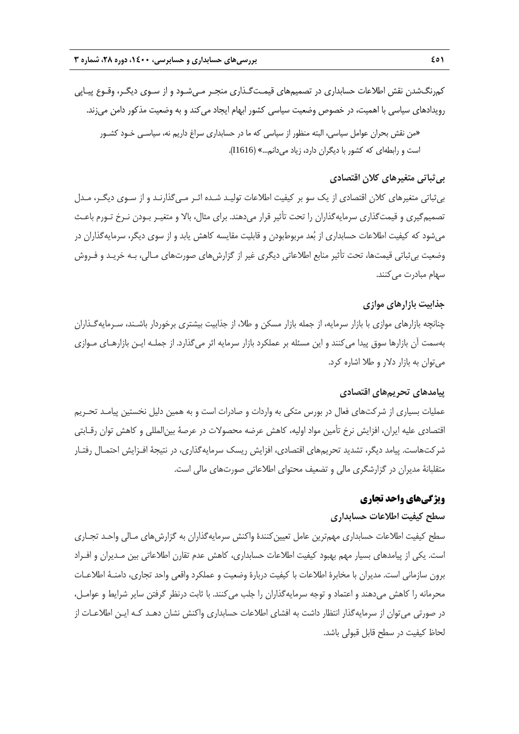کم‌رنگ‌شدن نقش اطلاعات حسابداری در تصمیم‌های قیمت‌گذاری منجر می‌شود و از سوی دیگر، وقوع پیاپی رویدادهای سیاسی با اهمیت، در خصوص وضعیت سیاسی کشور ابهام ایجاد می‌کند و به وضعیت مذکور دامن می‌زند.

«من نقش بحران عوامل سیاسی، البته منظور از سیاسی که ما در حسابداری سراغ داریم نه، سیاسی خود کشور است و رابطه‌ای که کشور با دیگران دارد، زیاد می‌دانم...» (I1616).

### بی‌ثباتی متغیرهای کلان اقتصادی

بی‌ثباتی متغیرهای کلان اقتصادی از یک سو بر کیفیت اطلاعات تولید شده اثر می‌گذارند و از سوی دیگر، مدل تصمیم‌گیری و قیمت‌گذاری سرمایه‌گذاران را تحت تأثیر قرار می‌دهند. برای مثال، بالا و متغیر بودن نرخ تورم باعث می‌شود که کیفیت اطلاعات حسابداری از بُعد مربوط‌بودن و قابلیت مقایسه کاهش یابد و از سوی دیگر، سرمایه‌گذاران در وضعیت بی‌ثباتی قیمت‌ها، تحت تأثیر منابع اطلاعاتی دیگری غیر از گزارش‌های صورت‌های مالی، به خرید و فروش سهام مبادرت می‌کنند.

### جذابیت بازارهای موازی

چنانچه بازارهای موازی با بازار سرمایه، از جمله بازار مسکن و طلا، از جذابیت بیشتری برخوردار باشند، سرمایه‌گذاران به‌سمت آن بازارها سوق پیدا می‌کنند و این مسئله بر عملکرد بازار سرمایه اثر می‌گذارد. از جمله این بازارهای موازی می‌توان به بازار دلار و طلا اشاره کرد.

### پیامدهای تحریم‌های اقتصادی

عملیات بسیاری از شرکت‌های فعال در بورس متکی به واردات و صادرات است و به همین دلیل نخستین پیامد تحریم اقتصادی علیه ایران، افزایش نرخ تأمین مواد اولیه، کاهش عرضه محصولات در عرصهٔ بین‌المللی و کاهش توان رقابتی شرکت‌هاست. پیامد دیگر، تشدید تحریم‌های اقتصادی، افزایش ریسک سرمایه‌گذاری، در نتیجهٔ افزایش احتمال رفتار متقلبانهٔ مدیران در گزارشگری مالی و تضعیف محتوای اطلاعاتی صورت‌های مالی است.

## ویژگی‌های واحد تجاری

### سطح کیفیت اطلاعات حسابداری

سطح کیفیت اطلاعات حسابداری مهم‌ترین عامل تعیین‌کنندهٔ واکنش سرمایه‌گذاران به گزارش‌های مالی واحد تجاری است. یکی از پیامدهای بسیار مهم بهبود کیفیت اطلاعات حسابداری، کاهش عدم تقارن اطلاعاتی بین مدیران و افراد برون سازمانی است. مدیران با مخابرهٔ اطلاعات با کیفیت دربارهٔ وضعیت و عملکرد واقعی واحد تجاری، دامنهٔ اطلاعات محرمانه را کاهش می‌دهند و اعتماد و توجه سرمایه‌گذاران را جلب می‌کنند. با ثابت درنظر گرفتن سایر شرایط و عوامل، در صورتی می‌توان از سرمایه‌گذار انتظار داشت به افشای اطلاعات حسابداری واکنش نشان دهد که این اطلاعات از لحاظ کیفیت در سطح قابل قبولی باشد.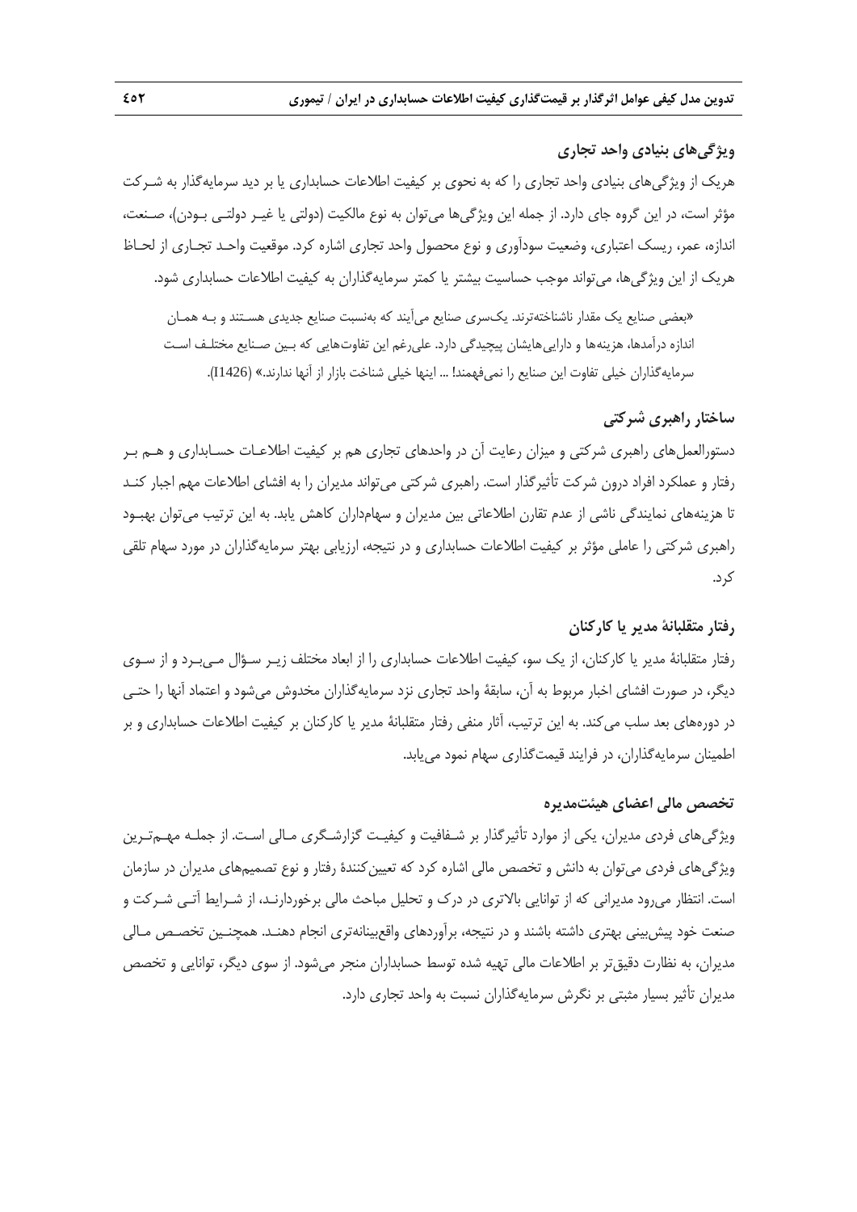### ویژگی‌های بنیادی واحد تجاری

هریک از ویژگی‌های بنیادی واحد تجاری را که به نحوی بر کیفیت اطلاعات حسابداری یا بر دید سرمایه‌گذار به شرکت مؤثر است، در این گروه جای دارد. از جمله این ویژگی‌ها می‌توان به نوع مالکیت (دولتی یا غیر دولتی بودن)، صنعت، اندازه، عمر، ریسک اعتباری، وضعیت سودآوری و نوع محصول واحد تجاری اشاره کرد. موقعیت واحد تجاری از لحاظ هریک از این ویژگی‌ها، می‌تواند موجب حساسیت بیشتر یا کمتر سرمایه‌گذاران به کیفیت اطلاعات حسابداری شود.

> «بعضی صنایع یک مقدار ناشناخته‌ترند. یک‌سری صنایع می‌آیند که به‌نسبت صنایع جدیدی هستند و به همان اندازه درآمدها، هزینه‌ها و دارایی‌هایشان پیچیدگی دارد. علی‌رغم این تفاوت‌هایی که بین صنایع مختلف است سرمایه‌گذاران خیلی تفاوت این صنایع را نمی‌فهمند! ... اینها خیلی شناخت بازار از آنها ندارند.» (I1426).

### ساختار راهبری شرکتی

دستورالعمل‌های راهبری شرکتی و میزان رعایت آن در واحدهای تجاری هم بر کیفیت اطلاعات حسابداری و هم بر رفتار و عملکرد افراد درون شرکت تأثیرگذار است. راهبری شرکتی می‌تواند مدیران را به افشای اطلاعات مهم اجبار کند تا هزینه‌های نمایندگی ناشی از عدم تقارن اطلاعاتی بین مدیران و سهامداران کاهش یابد. به این ترتیب می‌توان بهبود راهبری شرکتی را عاملی مؤثر بر کیفیت اطلاعات حسابداری و در نتیجه، ارزیابی بهتر سرمایه‌گذاران در مورد سهام تلقی کرد.

### رفتار متقلبانهٔ مدیر یا کارکنان

رفتار متقلبانهٔ مدیر یا کارکنان، از یک سو، کیفیت اطلاعات حسابداری را از ابعاد مختلف زیر سؤال می‌برد و از سوی دیگر، در صورت افشای اخبار مربوط به آن، سابقهٔ واحد تجاری نزد سرمایه‌گذاران مخدوش می‌شود و اعتماد آنها را حتی در دوره‌های بعد سلب می‌کند. به این ترتیب، آثار منفی رفتار متقلبانهٔ مدیر یا کارکنان بر کیفیت اطلاعات حسابداری و بر اطمینان سرمایه‌گذاران، در فرایند قیمت‌گذاری سهام نمود می‌یابد.

### تخصص مالی اعضای هیئت‌مدیره

ویژگی‌های فردی مدیران، یکی از موارد تأثیرگذار بر شفافیت و کیفیت گزارشگری مالی است. از جمله مهم‌ترین ویژگی‌های فردی می‌توان به دانش و تخصص مالی اشاره کرد که تعیین‌کنندهٔ رفتار و نوع تصمیم‌های مدیران در سازمان است. انتظار می‌رود مدیرانی که از توانایی بالاتری در درک و تحلیل مباحث مالی برخوردارند، از شرایط آتی شرکت و صنعت خود پیش‌بینی بهتری داشته باشند و در نتیجه، برآوردهای واقع‌بینانه‌تری انجام دهند. همچنین تخصص مالی مدیران، به نظارت دقیق‌تر بر اطلاعات مالی تهیه شده توسط حسابداران منجر می‌شود. از سوی دیگر، توانایی و تخصص مدیران تأثیر بسیار مثبتی بر نگرش سرمایه‌گذاران نسبت به واحد تجاری دارد.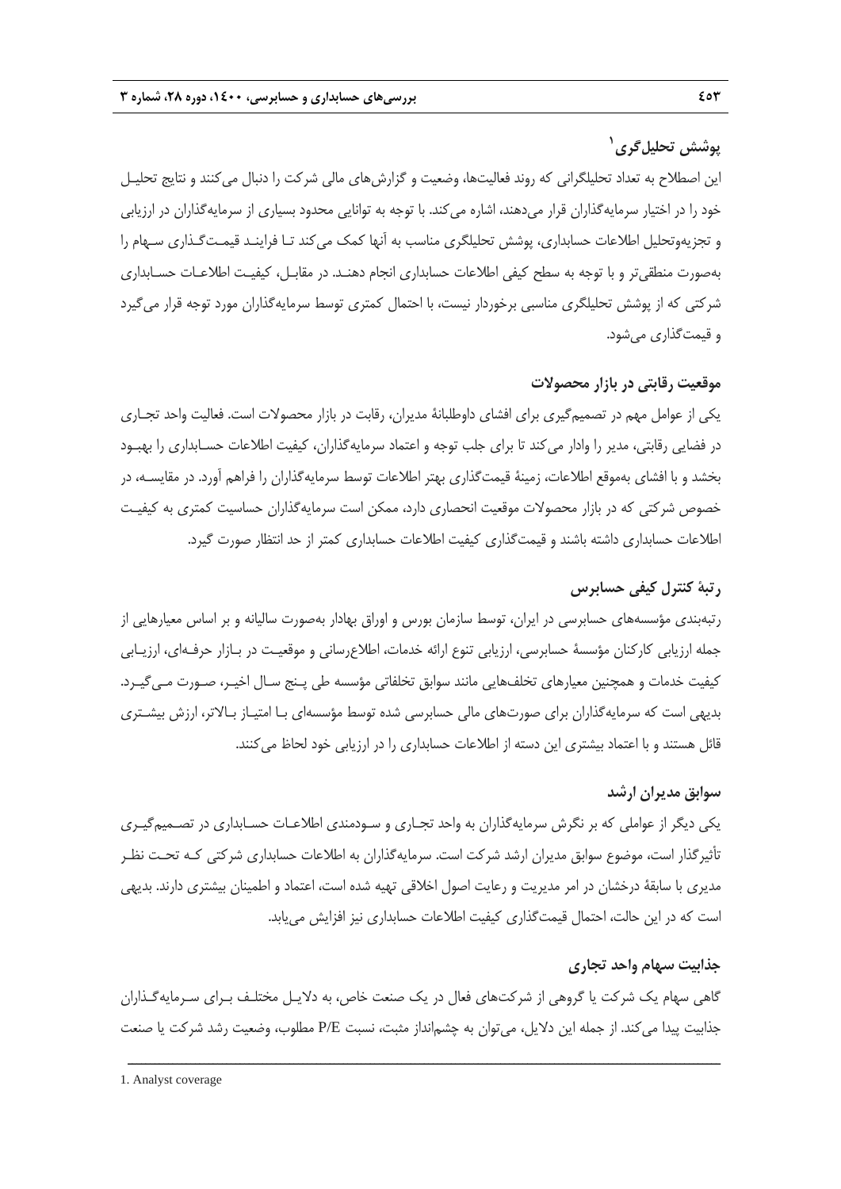## پوشش تحلیل‌گری[1]

این اصطلاح به تعداد تحلیلگرانی که روند فعالیت‌ها، وضعیت و گزارش‌های مالی شرکت را دنبال می‌کنند و نتایج تحلیل خود را در اختیار سرمایه‌گذاران قرار می‌دهند، اشاره می‌کند. با توجه به توانایی محدود بسیاری از سرمایه‌گذاران در ارزیابی و تجزیه‌وتحلیل اطلاعات حسابداری، پوشش تحلیلگری مناسب به آنها کمک می‌کند تا فرایند قیمت‌گذاری سهام را به‌صورت منطقی‌تر و با توجه به سطح کیفی اطلاعات حسابداری انجام دهند. در مقابل، کیفیت اطلاعات حسابداری شرکتی که از پوشش تحلیلگری مناسبی برخوردار نیست، با احتمال کمتری توسط سرمایه‌گذاران مورد توجه قرار می‌گیرد و قیمت‌گذاری می‌شود.

## موقعیت رقابتی در بازار محصولات

یکی از عوامل مهم در تصمیم‌گیری برای افشای داوطلبانهٔ مدیران، رقابت در بازار محصولات است. فعالیت واحد تجاری در فضایی رقابتی، مدیر را وادار می‌کند تا برای جلب توجه و اعتماد سرمایه‌گذاران، کیفیت اطلاعات حسابداری را بهبود بخشد و با افشای به‌موقع اطلاعات، زمینهٔ قیمت‌گذاری بهتر اطلاعات توسط سرمایه‌گذاران را فراهم آورد. در مقایسه، در خصوص شرکتی که در بازار محصولات موقعیت انحصاری دارد، ممکن است سرمایه‌گذاران حساسیت کمتری به کیفیت اطلاعات حسابداری داشته باشند و قیمت‌گذاری کیفیت اطلاعات حسابداری کمتر از حد انتظار صورت گیرد.

## رتبهٔ کنترل کیفی حسابرس

رتبه‌بندی مؤسسه‌های حسابرسی در ایران، توسط سازمان بورس و اوراق بهادار به‌صورت سالیانه و بر اساس معیارهایی از جمله ارزیابی کارکنان مؤسسهٔ حسابرسی، ارزیابی تنوع ارائه خدمات، اطلاع‌رسانی و موقعیت در بازار حرفه‌ای، ارزیابی کیفیت خدمات و همچنین معیارهای تخلف‌هایی مانند سوابق تخلفاتی مؤسسه طی پنج سال اخیر، صورت می‌گیرد. بدیهی است که سرمایه‌گذاران برای صورت‌های مالی حسابرسی شده توسط مؤسسه‌ای با امتیاز بالاتر، ارزش بیشتری قائل هستند و با اعتماد بیشتری این دسته از اطلاعات حسابداری را در ارزیابی خود لحاظ می‌کنند.

## سوابق مدیران ارشد

یکی دیگر از عواملی که بر نگرش سرمایه‌گذاران به واحد تجاری و سودمندی اطلاعات حسابداری در تصمیم‌گیری تأثیرگذار است، موضوع سوابق مدیران ارشد شرکت است. سرمایه‌گذاران به اطلاعات حسابداری شرکتی که تحت نظر مدیری با سابقهٔ درخشان در امر مدیریت و رعایت اصول اخلاقی تهیه شده است، اعتماد و اطمینان بیشتری دارند. بدیهی است که در این حالت، احتمال قیمت‌گذاری کیفیت اطلاعات حسابداری نیز افزایش می‌یابد.

## جذابیت سهام واحد تجاری

گاهی سهام یک شرکت یا گروهی از شرکت‌های فعال در یک صنعت خاص، به دلایل مختلف برای سرمایه‌گذاران جذابیت پیدا می‌کند. از جمله این دلایل، می‌توان به چشم‌انداز مثبت، نسبت P/E مطلوب، وضعیت رشد شرکت یا صنعت

---

1. Analyst coverage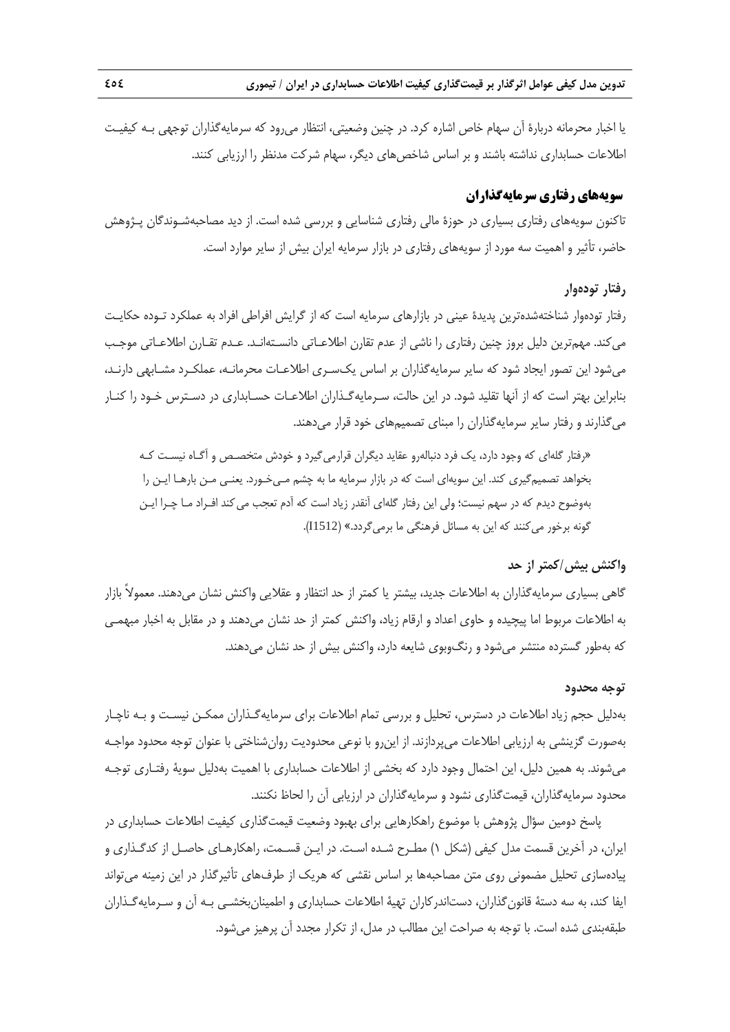یا اخبار محرمانه دربارهٔ آن سهام خاص اشاره کرد. در چنین وضعیتی، انتظار می‌رود که سرمایه‌گذاران توجهی بـه کیفیـت اطلاعات حسابداری نداشته باشند و بر اساس شاخص‌های دیگر، سهام شرکت مدنظر را ارزیابی کنند.

## سویه‌های رفتاری سرمایه‌گذاران

تاکنون سویه‌های رفتاری بسیاری در حوزهٔ مالی رفتاری شناسایی و بررسی شده است. از دید مصاحبه‌شـوندگان پـژوهش حاضر، تأثیر و اهمیت سه مورد از سویه‌های رفتاری در بازار سرمایه ایران بیش از سایر موارد است.

### رفتار توده‌وار

رفتار توده‌وار شناخته‌شده‌ترین پدیدهٔ عینی در بازارهای سرمایه است که از گرایش افراطی افراد به عملکرد تـوده حکایـت می‌کند. مهم‌ترین دلیل بروز چنین رفتاری را ناشی از عدم تقارن اطلاعـاتی دانسـته‌انـد. عـدم تقـارن اطلاعـاتی موجـب می‌شود این تصور ایجاد شود که سایر سرمایه‌گذاران بر اساس یک‌سـری اطلاعـات محرمانـه، عملکـرد مشـابهی دارنـد، بنابراین بهتر است که از آنها تقلید شود. در این حالت، سـرمایه‌گـذاران اطلاعـات حسـابداری در دسـترس خـود را کنـار می‌گذارند و رفتار سایر سرمایه‌گذاران را مبنای تصمیم‌های خود قرار می‌دهند.

> «رفتار گله‌ای که وجود دارد، یک فرد دنباله‌رو عقاید دیگران قرارمی‌گیرد و خودش متخصـص و آگـاه نیسـت کـه بخواهد تصمیم‌گیری کند. این سویه‌ای است که در بازار سرمایه ما به چشم مـی‌خـورد. یعنـی مـن بارهـا ایـن را به‌وضوح دیدم که در سهم نیست؛ ولی این رفتار گله‌ای آنقدر زیاد است که آدم تعجب می‌کند افـراد مـا چـرا ایـن گونه برخور می‌کنند که این به مسائل فرهنگی ما برمی‌گردد.» (I1512).

### واکنش بیش/کمتر از حد

گاهی بسیاری سرمایه‌گذاران به اطلاعات جدید، بیشتر یا کمتر از حد انتظار و عقلایی واکنش نشان می‌دهند. معمولاً بازار به اطلاعات مربوط اما پیچیده و حاوی اعداد و ارقام زیاد، واکنش کمتر از حد نشان می‌دهند و در مقابل به اخبار مبهمـی که به‌طور گسترده منتشر می‌شود و رنگ‌وبوی شایعه دارد، واکنش بیش از حد نشان می‌دهند.

### توجه محدود

به‌دلیل حجم زیاد اطلاعات در دسترس، تحلیل و بررسی تمام اطلاعات برای سرمایه‌گـذاران ممکـن نیسـت و بـه ناچـار به‌صورت گزینشی به ارزیابی اطلاعات می‌پردازند. از این‌رو با نوعی محدودیت روان‌شناختی با عنوان توجه محدود مواجـه می‌شوند. به همین دلیل، این احتمال وجود دارد که بخشی از اطلاعات حسابداری با اهمیت به‌دلیل سویهٔ رفتـاری توجـه محدود سرمایه‌گذاران، قیمت‌گذاری نشود و سرمایه‌گذاران در ارزیابی آن را لحاظ نکنند.

پاسخ دومین سؤال پژوهش با موضوع راهکارهایی برای بهبود وضعیت قیمت‌گذاری کیفیت اطلاعات حسابداری در ایران، در آخرین قسمت مدل کیفی (شکل ۱) مطـرح شـده اسـت. در ایـن قسـمت، راهکارهـای حاصـل از کدگـذاری و پیاده‌سازی تحلیل مضمونی روی متن مصاحبه‌ها بر اساس نقشی که هریک از طرف‌های تأثیرگذار در این زمینه می‌تواند ایفا کند، به سه دستهٔ قانون‌گذاران، دست‌اندرکاران تهیهٔ اطلاعات حسابداری و اطمینان‌بخشـی بـه آن و سـرمایه‌گـذاران طبقه‌بندی شده است. با توجه به صراحت این مطالب در مدل، از تکرار مجدد آن پرهیز می‌شود.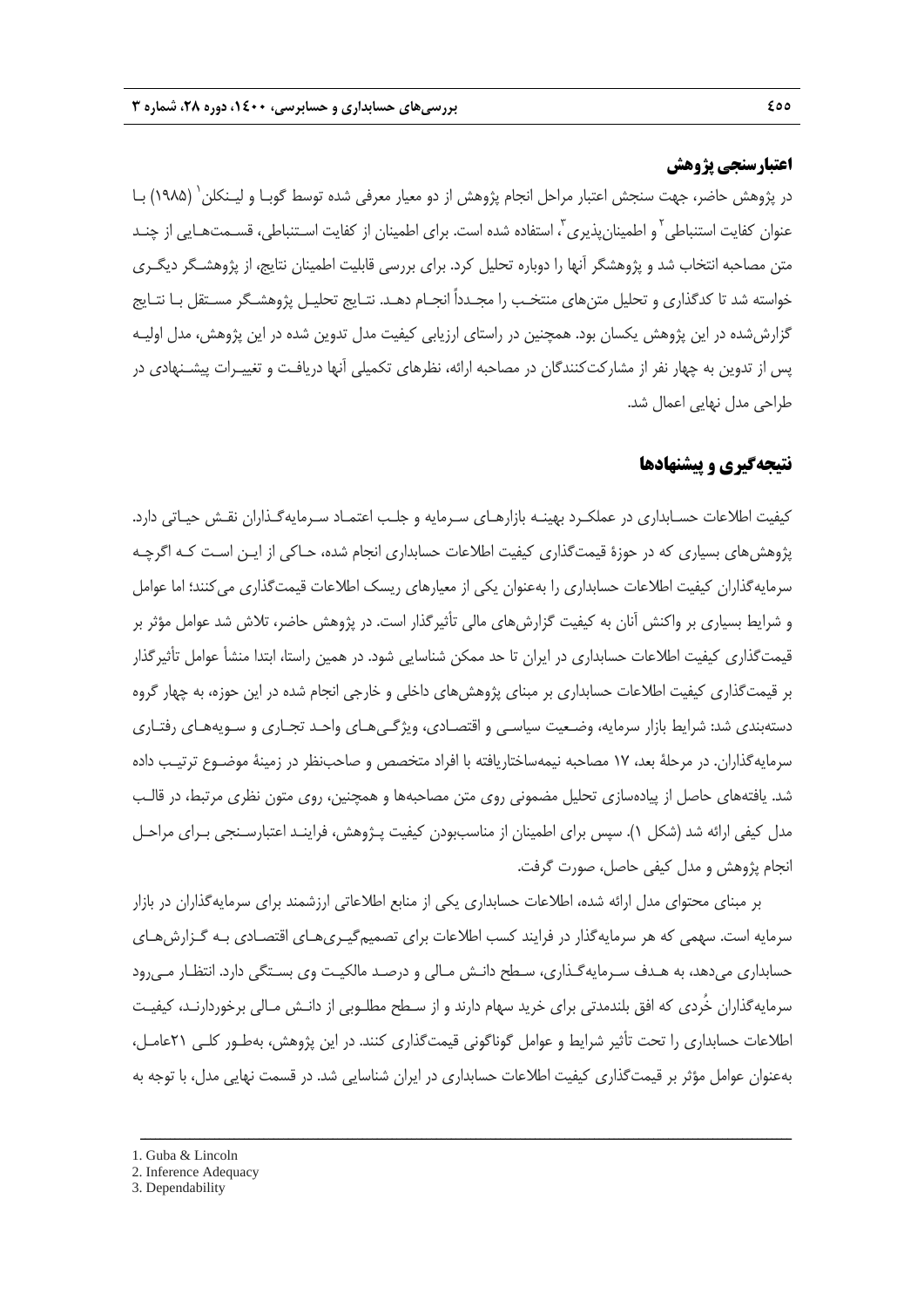### اعتبارسنجی پژوهش

در پژوهش حاضر، جهت سنجش اعتبار مراحل انجام پژوهش از دو معیار معرفی شده توسط گوبا و لینکلن[1] (۱۹۸۵) با عنوان کفایت استنباطی[2] و اطمینان‌پذیری[3]، استفاده شده است. برای اطمینان از کفایت استنباطی، قسمت‌هایی از چند متن مصاحبه انتخاب شد و پژوهشگر آنها را دوباره تحلیل کرد. برای بررسی قابلیت اطمینان نتایج، از پژوهشگر دیگری خواسته شد تا کدگذاری و تحلیل متن‌های منتخب را مجدداً انجام دهد. نتایج تحلیل پژوهشگر مستقل با نتایج گزارش‌شده در این پژوهش یکسان بود. همچنین در راستای ارزیابی کیفیت مدل تدوین شده در این پژوهش، مدل اولیه پس از تدوین به چهار نفر از مشارکت‌کنندگان در مصاحبه ارائه، نظرهای تکمیلی آنها دریافت و تغییرات پیشنهادی در طراحی مدل نهایی اعمال شد.

## نتیجه‌گیری و پیشنهادها

کیفیت اطلاعات حسابداری در عملکرد بهینه بازارهای سرمایه و جلب اعتماد سرمایه‌گذاران نقش حیاتی دارد. پژوهش‌های بسیاری که در حوزهٔ قیمت‌گذاری کیفیت اطلاعات حسابداری انجام شده، حاکی از این است که اگرچه سرمایه‌گذاران کیفیت اطلاعات حسابداری را به‌عنوان یکی از معیارهای ریسک اطلاعات قیمت‌گذاری می‌کنند؛ اما عوامل و شرایط بسیاری بر واکنش آنان به کیفیت گزارش‌های مالی تأثیرگذار است. در پژوهش حاضر، تلاش شد عوامل مؤثر بر قیمت‌گذاری کیفیت اطلاعات حسابداری در ایران تا حد ممکن شناسایی شود. در همین راستا، ابتدا منشأ عوامل تأثیرگذار بر قیمت‌گذاری کیفیت اطلاعات حسابداری بر مبنای پژوهش‌های داخلی و خارجی انجام شده در این حوزه، به چهار گروه دسته‌بندی شد: شرایط بازار سرمایه، وضعیت سیاسی و اقتصادی، ویژگی‌های واحد تجاری و سویه‌های رفتاری سرمایه‌گذاران. در مرحلهٔ بعد، ۱۷ مصاحبه نیمه‌ساختاریافته با افراد متخصص و صاحب‌نظر در زمینهٔ موضوع ترتیب داده شد. یافته‌های حاصل از پیاده‌سازی تحلیل مضمونی روی متن مصاحبه‌ها و همچنین، روی متون نظری مرتبط، در قالب مدل کیفی ارائه شد (شکل ۱). سپس برای اطمینان از مناسب‌بودن کیفیت پژوهش، فرایند اعتبارسنجی برای مراحل انجام پژوهش و مدل کیفی حاصل، صورت گرفت.

بر مبنای محتوای مدل ارائه شده، اطلاعات حسابداری یکی از منابع اطلاعاتی ارزشمند برای سرمایه‌گذاران در بازار سرمایه است. سهمی که هر سرمایه‌گذار در فرایند کسب اطلاعات برای تصمیم‌گیری‌های اقتصادی به گزارش‌های حسابداری می‌دهد، به هدف سرمایه‌گذاری، سطح دانش مالی و درصد مالکیت وی بستگی دارد. انتظار می‌رود سرمایه‌گذاران خُردی که افق بلندمدتی برای خرید سهام دارند و از سطح مطلوبی از دانش مالی برخوردارند، کیفیت اطلاعات حسابداری را تحت تأثیر شرایط و عوامل گوناگونی قیمت‌گذاری کنند. در این پژوهش، به‌طور کلی ۲۱عامل، به‌عنوان عوامل مؤثر بر قیمت‌گذاری کیفیت اطلاعات حسابداری در ایران شناسایی شد. در قسمت نهایی مدل، با توجه به

---

1. Guba & Lincoln
2. Inference Adequacy
3. Dependability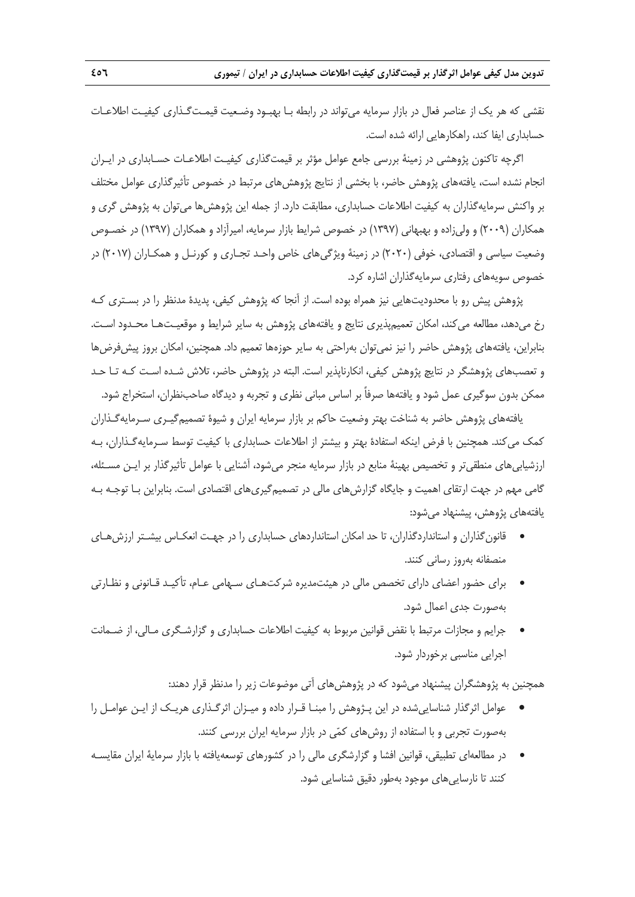نقشی که هر یک از عناصر فعال در بازار سرمایه می‌تواند در رابطه با بهبود وضعیت قیمت‌گذاری کیفیت اطلاعات حسابداری ایفا کند، راهکارهایی ارائه شده است.

اگرچه تاکنون پژوهشی در زمینهٔ بررسی جامع عوامل مؤثر بر قیمت‌گذاری کیفیت اطلاعات حسابداری در ایران انجام نشده است، یافته‌های پژوهش حاضر، با بخشی از نتایج پژوهش‌های مرتبط در خصوص تأثیرگذاری عوامل مختلف بر واکنش سرمایه‌گذاران به کیفیت اطلاعات حسابداری، مطابقت دارد. از جمله این پژوهش‌ها می‌توان به پژوهش گری و همکاران (۲۰۰۹) و ولی‌زاده و بهبهانی (۱۳۹۷) در خصوص شرایط بازار سرمایه، امیرآزاد و همکاران (۱۳۹۷) در خصوص وضعیت سیاسی و اقتصادی، خوفی (۲۰۲۰) در زمینهٔ ویژگی‌های خاص واحد تجاری و کورنل و همکاران (۲۰۱۷) در خصوص سویه‌های رفتاری سرمایه‌گذاران اشاره کرد.

پژوهش پیش رو با محدودیت‌هایی نیز همراه بوده است. از آنجا که پژوهش کیفی، پدیدهٔ مدنظر را در بستری که رخ می‌دهد، مطالعه می‌کند، امکان تعمیم‌پذیری نتایج و یافته‌های پژوهش به سایر شرایط و موقعیت‌ها محدود است. بنابراین، یافته‌های پژوهش حاضر را نیز نمی‌توان به‌راحتی به سایر حوزه‌ها تعمیم داد. همچنین، امکان بروز پیش‌فرض‌ها و تعصب‌های پژوهشگر در نتایج پژوهش کیفی، انکارناپذیر است. البته در پژوهش حاضر، تلاش شده است که تا حد ممکن بدون سوگیری عمل شود و یافته‌ها صرفاً بر اساس مبانی نظری و تجربه و دیدگاه صاحب‌نظران، استخراج شود.

یافته‌های پژوهش حاضر به شناخت بهتر وضعیت حاکم بر بازار سرمایه ایران و شیوهٔ تصمیم‌گیری سرمایه‌گذاران کمک می‌کند. همچنین با فرض اینکه استفادهٔ بهتر و بیشتر از اطلاعات حسابداری با کیفیت توسط سرمایه‌گذاران، به ارزشیابی‌های منطقی‌تر و تخصیص بهینهٔ منابع در بازار سرمایه منجر می‌شود، آشنایی با عوامل تأثیرگذار بر این مسئله، گامی مهم در جهت ارتقای اهمیت و جایگاه گزارش‌های مالی در تصمیم‌گیری‌های اقتصادی است. بنابراین با توجه به یافته‌های پژوهش، پیشنهاد می‌شود:

- قانون‌گذاران و استانداردگذاران، تا حد امکان استانداردهای حسابداری را در جهت انعکاس بیشتر ارزش‌های منصفانه به‌روز رسانی کنند.
- برای حضور اعضای دارای تخصص مالی در هیئت‌مدیره شرکت‌های سهامی عام، تأکید قانونی و نظارتی به‌صورت جدی اعمال شود.
- جرایم و مجازات مرتبط با نقض قوانین مربوط به کیفیت اطلاعات حسابداری و گزارشگری مالی، از ضمانت اجرایی مناسبی برخوردار شود.

همچنین به پژوهشگران پیشنهاد می‌شود که در پژوهش‌های آتی موضوعات زیر را مدنظر قرار دهند:

- عوامل اثرگذار شناسایی‌شده در این پژوهش را مبنا قرار داده و میزان اثرگذاری هریک از این عوامل را به‌صورت تجربی و با استفاده از روش‌های کمّی در بازار سرمایه ایران بررسی کنند.
- در مطالعه‌ای تطبیقی، قوانین افشا و گزارشگری مالی را در کشورهای توسعه‌یافته با بازار سرمایهٔ ایران مقایسه کنند تا نارسایی‌های موجود به‌طور دقیق شناسایی شود.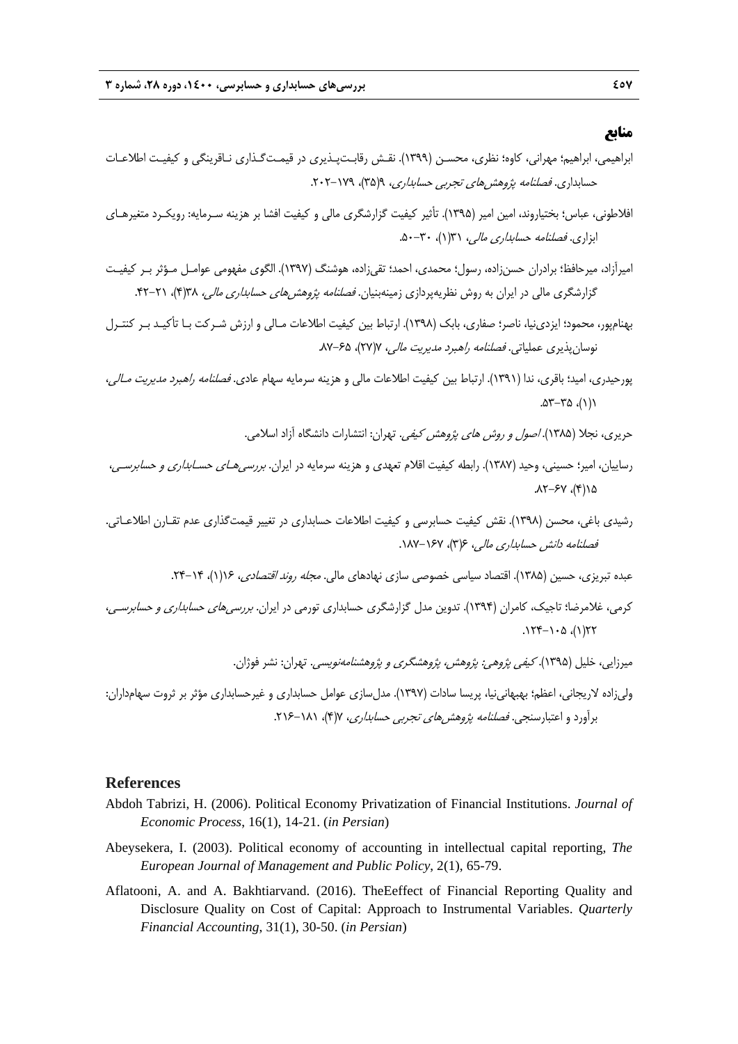## منابع

ابراهیمی، ابراهیم؛ مهرانی، کاوه؛ نظری، محسن (۱۳۹۹). نقش رقابت‌پذیری در قیمت‌گذاری ناقرینگی و کیفیت اطلاعات حسابداری. *فصلنامه پژوهش‌های تجربی حسابداری*، ۹(۳۵)، ۱۷۹-۲۰۲.

افلاطونی، عباس؛ بختیاروند، امین امیر (۱۳۹۵). تأثیر کیفیت گزارشگری مالی و کیفیت افشا بر هزینه سرمایه: رویکرد متغیرهای ابزاری. *فصلنامه حسابداری مالی*، ۳۱(۱)، ۳۰-۵۰.

امیرآزاد، میرحافظ؛ برادران حسن‌زاده، رسول؛ محمدی، احمد؛ تقی‌زاده، هوشنگ (۱۳۹۷). الگوی مفهومی عوامل مؤثر بر کیفیت گزارشگری مالی در ایران به روش نظریه‌پردازی زمینه‌بنیان. *فصلنامه پژوهش‌های حسابداری مالی*، ۳۸(۴)، ۲۱-۴۲.

بهنام‌پور، محمود؛ ایزدی‌نیا، ناصر؛ صفاری، بابک (۱۳۹۸). ارتباط بین کیفیت اطلاعات مالی و ارزش شرکت با تأکید بر کنترل نوسان‌پذیری عملیاتی. *فصلنامه راهبرد مدیریت مالی*، ۷(۲۷)، ۶۵-۸۷.

پورحیدری، امید؛ باقری، ندا (۱۳۹۱). ارتباط بین کیفیت اطلاعات مالی و هزینه سرمایه سهام عادی. *فصلنامه راهبرد مدیریت مالی*، ۱(۱)، ۳۵-۵۳.

حریری، نجلا (۱۳۸۵). *اصول و روش های پژوهش کیفی*. تهران: انتشارات دانشگاه آزاد اسلامی.

رساییان، امیر؛ حسینی، وحید (۱۳۸۷). رابطه کیفیت اقلام تعهدی و هزینه سرمایه در ایران. *بررسی‌های حسابداری و حسابرسی*، ۱۵(۴)، ۶۷-۸۲.

رشیدی باغی، محسن (۱۳۹۸). نقش کیفیت حسابرسی و کیفیت اطلاعات حسابداری در تغییر قیمت‌گذاری عدم تقارن اطلاعاتی. *فصلنامه دانش حسابداری مالی*، ۶(۳)، ۱۶۷-۱۸۷.

عبده تبریزی، حسین (۱۳۸۵). اقتصاد سیاسی خصوصی سازی نهادهای مالی. *مجله روند اقتصادی*، ۱۶(۱)، ۱۴-۲۴.

کرمی، غلامرضا؛ تاجیک، کامران (۱۳۹۴). تدوین مدل گزارشگری حسابداری تورمی در ایران. *بررسی‌های حسابداری و حسابرسی*، ۲۲(۱)، ۱۰۵-۱۲۴.

میرزایی، خلیل (۱۳۹۵). *کیفی پژوهی: پژوهش، پژوهشگری و پژوهشنامه‌نویسی*. تهران: نشر فوژان.

ولی‌زاده لاریجانی، اعظم؛ بهبهانی‌نیا، پریسا سادات (۱۳۹۷). مدل‌سازی عوامل حسابداری و غیرحسابداری مؤثر بر ثروت سهامداران: برآورد و اعتبارسنجی. *فصلنامه پژوهش‌های تجربی حسابداری*، ۷(۴)، ۱۸۱-۲۱۶.

## References

Abdoh Tabrizi, H. (2006). Political Economy Privatization of Financial Institutions. *Journal of Economic Process*, 16(1), 14-21. (*in Persian*)

Abeysekera, I. (2003). Political economy of accounting in intellectual capital reporting, *The European Journal of Management and Public Policy*, 2(1), 65-79.

Aflatooni, A. and A. Bakhtiarvand. (2016). TheEeffect of Financial Reporting Quality and Disclosure Quality on Cost of Capital: Approach to Instrumental Variables. *Quarterly Financial Accounting*, 31(1), 30-50. (*in Persian*)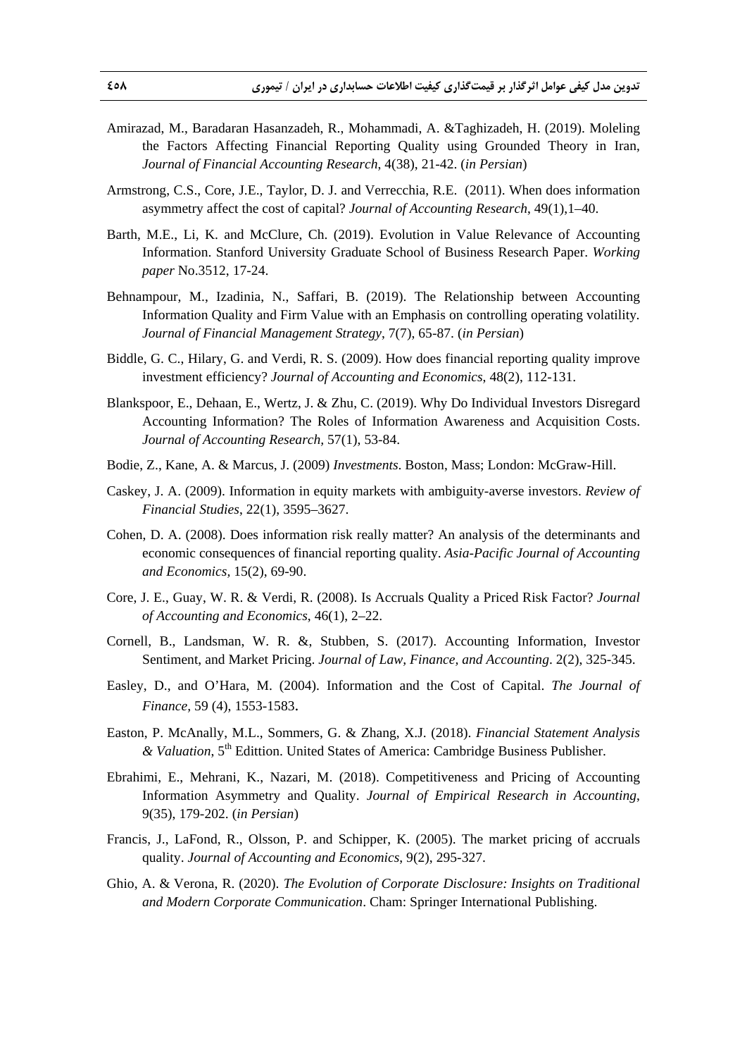Amirazad, M., Baradaran Hasanzadeh, R., Mohammadi, A. &Taghizadeh, H. (2019). Moleling the Factors Affecting Financial Reporting Quality using Grounded Theory in Iran, *Journal of Financial Accounting Research*, 4(38), 21-42. (*in Persian*)

Armstrong, C.S., Core, J.E., Taylor, D. J. and Verrecchia, R.E. (2011). When does information asymmetry affect the cost of capital? *Journal of Accounting Research*, 49(1),1–40.

Barth, M.E., Li, K. and McClure, Ch. (2019). Evolution in Value Relevance of Accounting Information. Stanford University Graduate School of Business Research Paper. *Working paper* No.3512, 17-24.

Behnampour, M., Izadinia, N., Saffari, B. (2019). The Relationship between Accounting Information Quality and Firm Value with an Emphasis on controlling operating volatility. *Journal of Financial Management Strategy*, 7(7), 65-87. (*in Persian*)

Biddle, G. C., Hilary, G. and Verdi, R. S. (2009). How does financial reporting quality improve investment efficiency? *Journal of Accounting and Economics*, 48(2), 112-131.

Blankspoor, E., Dehaan, E., Wertz, J. & Zhu, C. (2019). Why Do Individual Investors Disregard Accounting Information? The Roles of Information Awareness and Acquisition Costs. *Journal of Accounting Research*, 57(1), 53-84.

Bodie, Z., Kane, A. & Marcus, J. (2009) *Investments*. Boston, Mass; London: McGraw-Hill.

Caskey, J. A. (2009). Information in equity markets with ambiguity-averse investors. *Review of Financial Studies*, 22(1), 3595–3627.

Cohen, D. A. (2008). Does information risk really matter? An analysis of the determinants and economic consequences of financial reporting quality. *Asia-Pacific Journal of Accounting and Economics*, 15(2), 69-90.

Core, J. E., Guay, W. R. & Verdi, R. (2008). Is Accruals Quality a Priced Risk Factor? *Journal of Accounting and Economics*, 46(1), 2–22.

Cornell, B., Landsman, W. R. &, Stubben, S. (2017). Accounting Information, Investor Sentiment, and Market Pricing. *Journal of Law, Finance, and Accounting*. 2(2), 325-345.

Easley, D., and O'Hara, M. (2004). Information and the Cost of Capital. *The Journal of Finance*, 59 (4), 1553-1583.

Easton, P. McAnally, M.L., Sommers, G. & Zhang, X.J. (2018). *Financial Statement Analysis & Valuation*, 5th Edittion. United States of America: Cambridge Business Publisher.

Ebrahimi, E., Mehrani, K., Nazari, M. (2018). Competitiveness and Pricing of Accounting Information Asymmetry and Quality. *Journal of Empirical Research in Accounting*, 9(35), 179-202. (*in Persian*)

Francis, J., LaFond, R., Olsson, P. and Schipper, K. (2005). The market pricing of accruals quality. *Journal of Accounting and Economics*, 9(2), 295-327.

Ghio, A. & Verona, R. (2020). *The Evolution of Corporate Disclosure: Insights on Traditional and Modern Corporate Communication*. Cham: Springer International Publishing.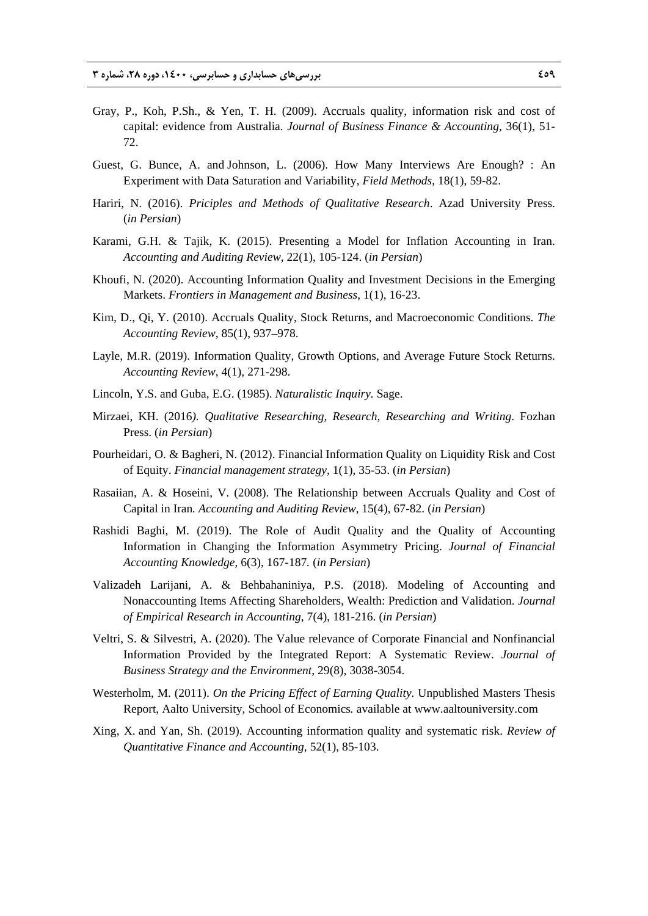Gray, P., Koh, P.Sh., & Yen, T. H. (2009). Accruals quality, information risk and cost of capital: evidence from Australia. *Journal of Business Finance & Accounting*, 36(1), 51-72.

Guest, G. Bunce, A. and Johnson, L. (2006). How Many Interviews Are Enough? : An Experiment with Data Saturation and Variability, *Field Methods*, 18(1), 59-82.

Hariri, N. (2016). *Priciples and Methods of Qualitative Research*. Azad University Press. (*in Persian*)

Karami, G.H. & Tajik, K. (2015). Presenting a Model for Inflation Accounting in Iran. *Accounting and Auditing Review*, 22(1), 105-124. (*in Persian*)

Khoufi, N. (2020). Accounting Information Quality and Investment Decisions in the Emerging Markets. *Frontiers in Management and Business*, 1(1), 16-23.

Kim, D., Qi, Y. (2010). Accruals Quality, Stock Returns, and Macroeconomic Conditions. *The Accounting Review*, 85(1), 937–978.

Layle, M.R. (2019). Information Quality, Growth Options, and Average Future Stock Returns. *Accounting Review*, 4(1), 271-298.

Lincoln, Y.S. and Guba, E.G. (1985). *Naturalistic Inquiry.* Sage.

Mirzaei, KH. (2016*). Qualitative Researching, Research, Researching and Writing*. Fozhan Press. (*in Persian*)

Pourheidari, O. & Bagheri, N. (2012). Financial Information Quality on Liquidity Risk and Cost of Equity. *Financial management strategy,* 1(1), 35-53. (*in Persian*)

Rasaiian, A. & Hoseini, V. (2008). The Relationship between Accruals Quality and Cost of Capital in Iran*. Accounting and Auditing Review*, 15(4), 67-82. (*in Persian*)

Rashidi Baghi, M. (2019). The Role of Audit Quality and the Quality of Accounting Information in Changing the Information Asymmetry Pricing. *Journal of Financial Accounting Knowledge,* 6(3), 167-187*.* (*in Persian*)

Valizadeh Larijani, A. & Behbahaniniya, P.S. (2018). Modeling of Accounting and Nonaccounting Items Affecting Shareholders, Wealth: Prediction and Validation. *Journal of Empirical Research in Accounting*, 7(4), 181-216. (*in Persian*)

Veltri, S. & Silvestri, A. (2020). The Value relevance of Corporate Financial and Nonfinancial Information Provided by the Integrated Report: A Systematic Review. *Journal of Business Strategy and the Environment*, 29(8), 3038-3054.

Westerholm, M. (2011). *On the Pricing Effect of Earning Quality.* Unpublished Masters Thesis Report, Aalto University, School of Economics*.* available at www.aaltouniversity.com

Xing, X. and Yan, Sh. (2019). Accounting information quality and systematic risk. *Review of Quantitative Finance and Accounting*, 52(1), 85-103.